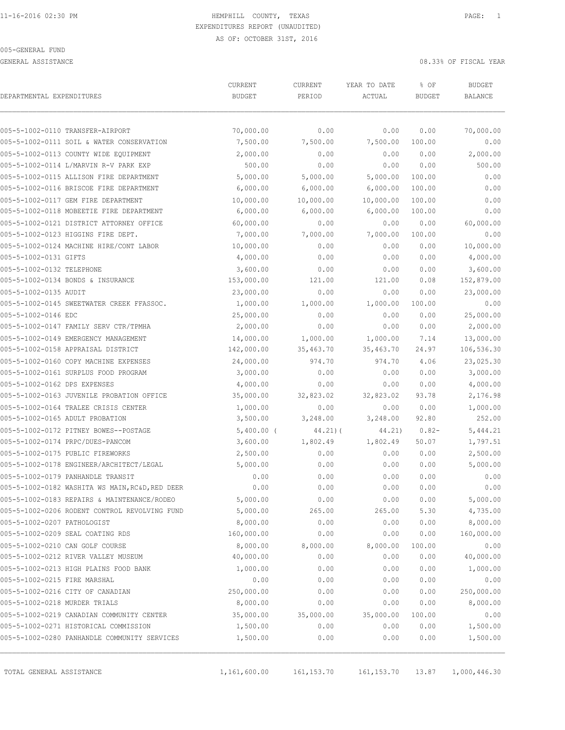# HEMPHILL COUNTY, TEXAS

EXPENDITURES REPORT (UNAUDITED)

AS OF: OCTOBER 31ST, 2016

005-GENERAL FUND

GENERAL ASSISTANCE

08.33% OF FISCAL YEAR

| DEPARTMENTAL EXPENDITURES | CURRENT BUDGET | CURRENT PERIOD | YEAR TO DATE ACTUAL | % OF BUDGET | BUDGET BALANCE |
|---|---|---|---|---|---|
| 005-5-1002-0110 TRANSFER-AIRPORT | 70,000.00 | 0.00 | 0.00 | 0.00 | 70,000.00 |
| 005-5-1002-0111 SOIL & WATER CONSERVATION | 7,500.00 | 7,500.00 | 7,500.00 | 100.00 | 0.00 |
| 005-5-1002-0113 COUNTY WIDE EQUIPMENT | 2,000.00 | 0.00 | 0.00 | 0.00 | 2,000.00 |
| 005-5-1002-0114 L/MARVIN R-V PARK EXP | 500.00 | 0.00 | 0.00 | 0.00 | 500.00 |
| 005-5-1002-0115 ALLISON FIRE DEPARTMENT | 5,000.00 | 5,000.00 | 5,000.00 | 100.00 | 0.00 |
| 005-5-1002-0116 BRISCOE FIRE DEPARTMENT | 6,000.00 | 6,000.00 | 6,000.00 | 100.00 | 0.00 |
| 005-5-1002-0117 GEM FIRE DEPARTMENT | 10,000.00 | 10,000.00 | 10,000.00 | 100.00 | 0.00 |
| 005-5-1002-0118 MOBEETIE FIRE DEPARTMENT | 6,000.00 | 6,000.00 | 6,000.00 | 100.00 | 0.00 |
| 005-5-1002-0121 DISTRICT ATTORNEY OFFICE | 60,000.00 | 0.00 | 0.00 | 0.00 | 60,000.00 |
| 005-5-1002-0123 HIGGINS FIRE DEPT. | 7,000.00 | 7,000.00 | 7,000.00 | 100.00 | 0.00 |
| 005-5-1002-0124 MACHINE HIRE/CONT LABOR | 10,000.00 | 0.00 | 0.00 | 0.00 | 10,000.00 |
| 005-5-1002-0131 GIFTS | 4,000.00 | 0.00 | 0.00 | 0.00 | 4,000.00 |
| 005-5-1002-0132 TELEPHONE | 3,600.00 | 0.00 | 0.00 | 0.00 | 3,600.00 |
| 005-5-1002-0134 BONDS & INSURANCE | 153,000.00 | 121.00 | 121.00 | 0.08 | 152,879.00 |
| 005-5-1002-0135 AUDIT | 23,000.00 | 0.00 | 0.00 | 0.00 | 23,000.00 |
| 005-5-1002-0145 SWEETWATER CREEK FFASSOC. | 1,000.00 | 1,000.00 | 1,000.00 | 100.00 | 0.00 |
| 005-5-1002-0146 EDC | 25,000.00 | 0.00 | 0.00 | 0.00 | 25,000.00 |
| 005-5-1002-0147 FAMILY SERV CTR/TPMHA | 2,000.00 | 0.00 | 0.00 | 0.00 | 2,000.00 |
| 005-5-1002-0149 EMERGENCY MANAGEMENT | 14,000.00 | 1,000.00 | 1,000.00 | 7.14 | 13,000.00 |
| 005-5-1002-0158 APPRAISAL DISTRICT | 142,000.00 | 35,463.70 | 35,463.70 | 24.97 | 106,536.30 |
| 005-5-1002-0160 COPY MACHINE EXPENSES | 24,000.00 | 974.70 | 974.70 | 4.06 | 23,025.30 |
| 005-5-1002-0161 SURPLUS FOOD PROGRAM | 3,000.00 | 0.00 | 0.00 | 0.00 | 3,000.00 |
| 005-5-1002-0162 DPS EXPENSES | 4,000.00 | 0.00 | 0.00 | 0.00 | 4,000.00 |
| 005-5-1002-0163 JUVENILE PROBATION OFFICE | 35,000.00 | 32,823.02 | 32,823.02 | 93.78 | 2,176.98 |
| 005-5-1002-0164 TRALEE CRISIS CENTER | 1,000.00 | 0.00 | 0.00 | 0.00 | 1,000.00 |
| 005-5-1002-0165 ADULT PROBATION | 3,500.00 | 3,248.00 | 3,248.00 | 92.80 | 252.00 |
| 005-5-1002-0172 PITNEY BOWES--POSTAGE | 5,400.00 | ( 44.21) | ( 44.21) | 0.82- | 5,444.21 |
| 005-5-1002-0174 PRPC/DUES-PANCOM | 3,600.00 | 1,802.49 | 1,802.49 | 50.07 | 1,797.51 |
| 005-5-1002-0175 PUBLIC FIREWORKS | 2,500.00 | 0.00 | 0.00 | 0.00 | 2,500.00 |
| 005-5-1002-0178 ENGINEER/ARCHITECT/LEGAL | 5,000.00 | 0.00 | 0.00 | 0.00 | 5,000.00 |
| 005-5-1002-0179 PANHANDLE TRANSIT | 0.00 | 0.00 | 0.00 | 0.00 | 0.00 |
| 005-5-1002-0182 WASHITA WS MAIN,RC&D,RED DEER | 0.00 | 0.00 | 0.00 | 0.00 | 0.00 |
| 005-5-1002-0183 REPAIRS & MAINTENANCE/RODEO | 5,000.00 | 0.00 | 0.00 | 0.00 | 5,000.00 |
| 005-5-1002-0206 RODENT CONTROL REVOLVING FUND | 5,000.00 | 265.00 | 265.00 | 5.30 | 4,735.00 |
| 005-5-1002-0207 PATHOLOGIST | 8,000.00 | 0.00 | 0.00 | 0.00 | 8,000.00 |
| 005-5-1002-0209 SEAL COATING RDS | 160,000.00 | 0.00 | 0.00 | 0.00 | 160,000.00 |
| 005-5-1002-0210 CAN GOLF COURSE | 8,000.00 | 8,000.00 | 8,000.00 | 100.00 | 0.00 |
| 005-5-1002-0212 RIVER VALLEY MUSEUM | 40,000.00 | 0.00 | 0.00 | 0.00 | 40,000.00 |
| 005-5-1002-0213 HIGH PLAINS FOOD BANK | 1,000.00 | 0.00 | 0.00 | 0.00 | 1,000.00 |
| 005-5-1002-0215 FIRE MARSHAL | 0.00 | 0.00 | 0.00 | 0.00 | 0.00 |
| 005-5-1002-0216 CITY OF CANADIAN | 250,000.00 | 0.00 | 0.00 | 0.00 | 250,000.00 |
| 005-5-1002-0218 MURDER TRIALS | 8,000.00 | 0.00 | 0.00 | 0.00 | 8,000.00 |
| 005-5-1002-0219 CANADIAN COMMUNITY CENTER | 35,000.00 | 35,000.00 | 35,000.00 | 100.00 | 0.00 |
| 005-5-1002-0271 HISTORICAL COMMISSION | 1,500.00 | 0.00 | 0.00 | 0.00 | 1,500.00 |
| 005-5-1002-0280 PANHANDLE COMMUNITY SERVICES | 1,500.00 | 0.00 | 0.00 | 0.00 | 1,500.00 |
| TOTAL GENERAL ASSISTANCE | 1,161,600.00 | 161,153.70 | 161,153.70 | 13.87 | 1,000,446.30 |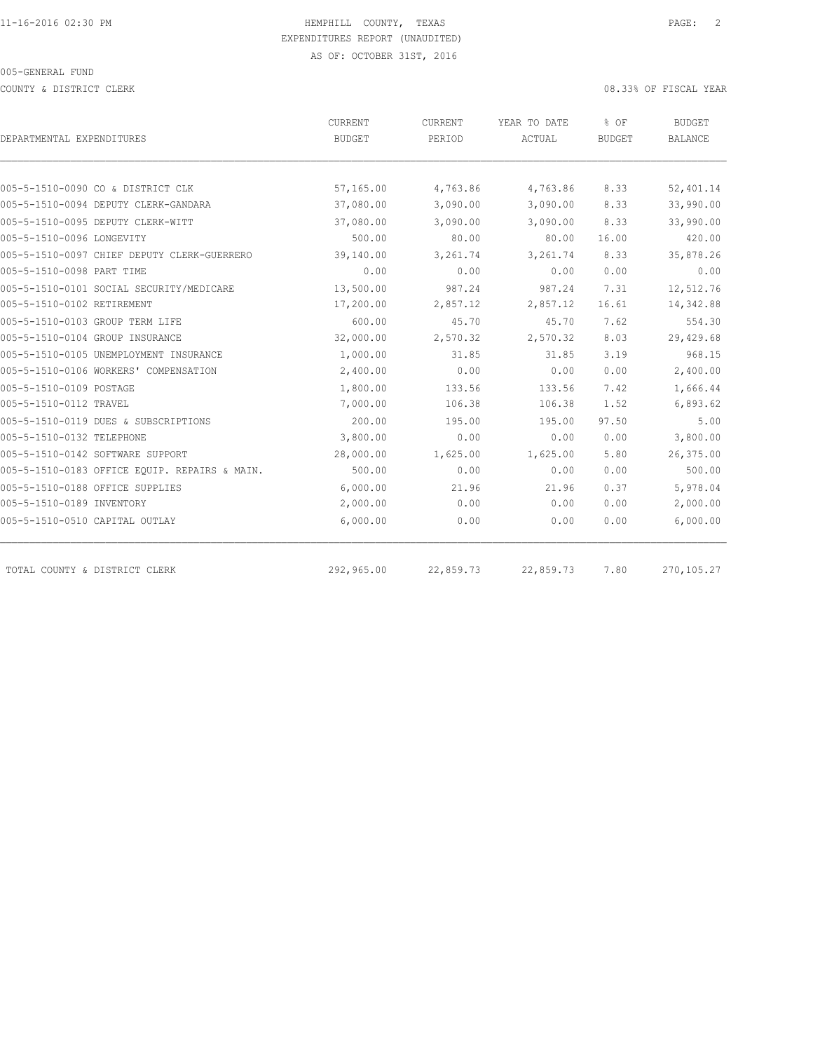HEMPHILL COUNTY, TEXAS
EXPENDITURES REPORT (UNAUDITED)
AS OF: OCTOBER 31ST, 2016

005-GENERAL FUND

COUNTY & DISTRICT CLERK

08.33% OF FISCAL YEAR

| DEPARTMENTAL EXPENDITURES | CURRENT BUDGET | CURRENT PERIOD | YEAR TO DATE ACTUAL | % OF BUDGET | BUDGET BALANCE |
|---|---|---|---|---|---|
| 005-5-1510-0090 CO & DISTRICT CLK | 57,165.00 | 4,763.86 | 4,763.86 | 8.33 | 52,401.14 |
| 005-5-1510-0094 DEPUTY CLERK-GANDARA | 37,080.00 | 3,090.00 | 3,090.00 | 8.33 | 33,990.00 |
| 005-5-1510-0095 DEPUTY CLERK-WITT | 37,080.00 | 3,090.00 | 3,090.00 | 8.33 | 33,990.00 |
| 005-5-1510-0096 LONGEVITY | 500.00 | 80.00 | 80.00 | 16.00 | 420.00 |
| 005-5-1510-0097 CHIEF DEPUTY CLERK-GUERRERO | 39,140.00 | 3,261.74 | 3,261.74 | 8.33 | 35,878.26 |
| 005-5-1510-0098 PART TIME | 0.00 | 0.00 | 0.00 | 0.00 | 0.00 |
| 005-5-1510-0101 SOCIAL SECURITY/MEDICARE | 13,500.00 | 987.24 | 987.24 | 7.31 | 12,512.76 |
| 005-5-1510-0102 RETIREMENT | 17,200.00 | 2,857.12 | 2,857.12 | 16.61 | 14,342.88 |
| 005-5-1510-0103 GROUP TERM LIFE | 600.00 | 45.70 | 45.70 | 7.62 | 554.30 |
| 005-5-1510-0104 GROUP INSURANCE | 32,000.00 | 2,570.32 | 2,570.32 | 8.03 | 29,429.68 |
| 005-5-1510-0105 UNEMPLOYMENT INSURANCE | 1,000.00 | 31.85 | 31.85 | 3.19 | 968.15 |
| 005-5-1510-0106 WORKERS' COMPENSATION | 2,400.00 | 0.00 | 0.00 | 0.00 | 2,400.00 |
| 005-5-1510-0109 POSTAGE | 1,800.00 | 133.56 | 133.56 | 7.42 | 1,666.44 |
| 005-5-1510-0112 TRAVEL | 7,000.00 | 106.38 | 106.38 | 1.52 | 6,893.62 |
| 005-5-1510-0119 DUES & SUBSCRIPTIONS | 200.00 | 195.00 | 195.00 | 97.50 | 5.00 |
| 005-5-1510-0132 TELEPHONE | 3,800.00 | 0.00 | 0.00 | 0.00 | 3,800.00 |
| 005-5-1510-0142 SOFTWARE SUPPORT | 28,000.00 | 1,625.00 | 1,625.00 | 5.80 | 26,375.00 |
| 005-5-1510-0183 OFFICE EQUIP. REPAIRS & MAIN. | 500.00 | 0.00 | 0.00 | 0.00 | 500.00 |
| 005-5-1510-0188 OFFICE SUPPLIES | 6,000.00 | 21.96 | 21.96 | 0.37 | 5,978.04 |
| 005-5-1510-0189 INVENTORY | 2,000.00 | 0.00 | 0.00 | 0.00 | 2,000.00 |
| 005-5-1510-0510 CAPITAL OUTLAY | 6,000.00 | 0.00 | 0.00 | 0.00 | 6,000.00 |
| TOTAL COUNTY & DISTRICT CLERK | 292,965.00 | 22,859.73 | 22,859.73 | 7.80 | 270,105.27 |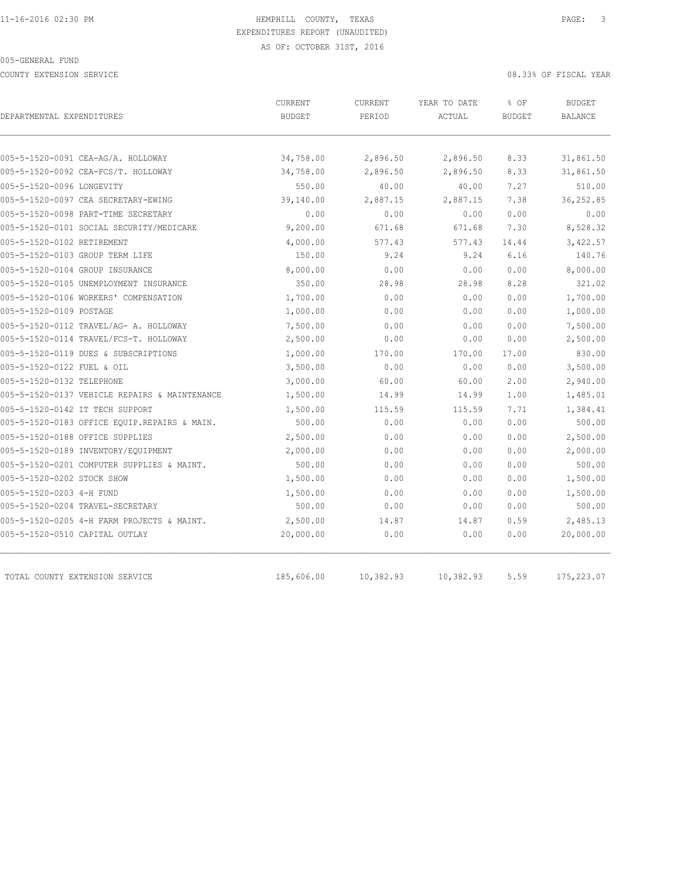HEMPHILL COUNTY, TEXAS

EXPENDITURES REPORT (UNAUDITED)

AS OF: OCTOBER 31ST, 2016

005-GENERAL FUND

COUNTY EXTENSION SERVICE

08.33% OF FISCAL YEAR

| DEPARTMENTAL EXPENDITURES | CURRENT BUDGET | CURRENT PERIOD | YEAR TO DATE ACTUAL | % OF BUDGET | BUDGET BALANCE |
|---|---|---|---|---|---|
| 005-5-1520-0091 CEA-AG/A. HOLLOWAY | 34,758.00 | 2,896.50 | 2,896.50 | 8.33 | 31,861.50 |
| 005-5-1520-0092 CEA-FCS/T. HOLLOWAY | 34,758.00 | 2,896.50 | 2,896.50 | 8.33 | 31,861.50 |
| 005-5-1520-0096 LONGEVITY | 550.00 | 40.00 | 40.00 | 7.27 | 510.00 |
| 005-5-1520-0097 CEA SECRETARY-EWING | 39,140.00 | 2,887.15 | 2,887.15 | 7.38 | 36,252.85 |
| 005-5-1520-0098 PART-TIME SECRETARY | 0.00 | 0.00 | 0.00 | 0.00 | 0.00 |
| 005-5-1520-0101 SOCIAL SECURITY/MEDICARE | 9,200.00 | 671.68 | 671.68 | 7.30 | 8,528.32 |
| 005-5-1520-0102 RETIREMENT | 4,000.00 | 577.43 | 577.43 | 14.44 | 3,422.57 |
| 005-5-1520-0103 GROUP TERM LIFE | 150.00 | 9.24 | 9.24 | 6.16 | 140.76 |
| 005-5-1520-0104 GROUP INSURANCE | 8,000.00 | 0.00 | 0.00 | 0.00 | 8,000.00 |
| 005-5-1520-0105 UNEMPLOYMENT INSURANCE | 350.00 | 28.98 | 28.98 | 8.28 | 321.02 |
| 005-5-1520-0106 WORKERS' COMPENSATION | 1,700.00 | 0.00 | 0.00 | 0.00 | 1,700.00 |
| 005-5-1520-0109 POSTAGE | 1,000.00 | 0.00 | 0.00 | 0.00 | 1,000.00 |
| 005-5-1520-0112 TRAVEL/AG- A. HOLLOWAY | 7,500.00 | 0.00 | 0.00 | 0.00 | 7,500.00 |
| 005-5-1520-0114 TRAVEL/FCS-T. HOLLOWAY | 2,500.00 | 0.00 | 0.00 | 0.00 | 2,500.00 |
| 005-5-1520-0119 DUES & SUBSCRIPTIONS | 1,000.00 | 170.00 | 170.00 | 17.00 | 830.00 |
| 005-5-1520-0122 FUEL & OIL | 3,500.00 | 0.00 | 0.00 | 0.00 | 3,500.00 |
| 005-5-1520-0132 TELEPHONE | 3,000.00 | 60.00 | 60.00 | 2.00 | 2,940.00 |
| 005-5-1520-0137 VEHICLE REPAIRS & MAINTENANCE | 1,500.00 | 14.99 | 14.99 | 1.00 | 1,485.01 |
| 005-5-1520-0142 IT TECH SUPPORT | 1,500.00 | 115.59 | 115.59 | 7.71 | 1,384.41 |
| 005-5-1520-0183 OFFICE EQUIP.REPAIRS & MAIN. | 500.00 | 0.00 | 0.00 | 0.00 | 500.00 |
| 005-5-1520-0188 OFFICE SUPPLIES | 2,500.00 | 0.00 | 0.00 | 0.00 | 2,500.00 |
| 005-5-1520-0189 INVENTORY/EQUIPMENT | 2,000.00 | 0.00 | 0.00 | 0.00 | 2,000.00 |
| 005-5-1520-0201 COMPUTER SUPPLIES & MAINT. | 500.00 | 0.00 | 0.00 | 0.00 | 500.00 |
| 005-5-1520-0202 STOCK SHOW | 1,500.00 | 0.00 | 0.00 | 0.00 | 1,500.00 |
| 005-5-1520-0203 4-H FUND | 1,500.00 | 0.00 | 0.00 | 0.00 | 1,500.00 |
| 005-5-1520-0204 TRAVEL-SECRETARY | 500.00 | 0.00 | 0.00 | 0.00 | 500.00 |
| 005-5-1520-0205 4-H FARM PROJECTS & MAINT. | 2,500.00 | 14.87 | 14.87 | 0.59 | 2,485.13 |
| 005-5-1520-0510 CAPITAL OUTLAY | 20,000.00 | 0.00 | 0.00 | 0.00 | 20,000.00 |
| TOTAL COUNTY EXTENSION SERVICE | 185,606.00 | 10,382.93 | 10,382.93 | 5.59 | 175,223.07 |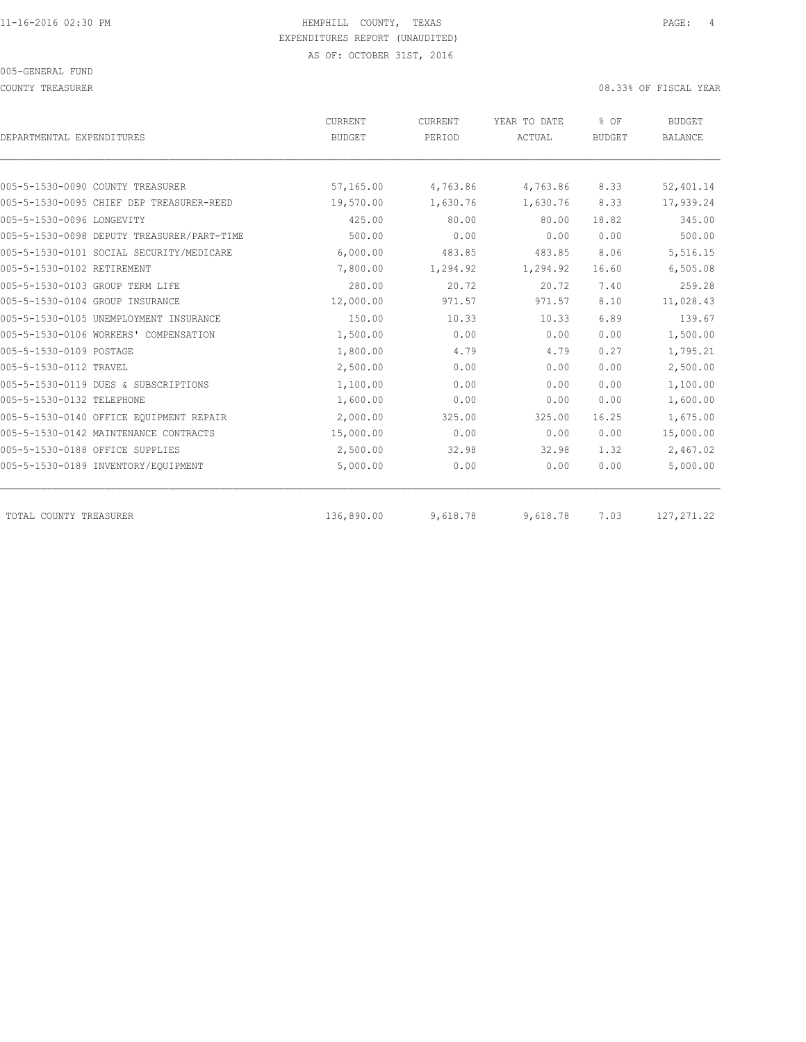HEMPHILL COUNTY, TEXAS
EXPENDITURES REPORT (UNAUDITED)
AS OF: OCTOBER 31ST, 2016

005-GENERAL FUND

COUNTY TREASURER — 08.33% OF FISCAL YEAR

| DEPARTMENTAL EXPENDITURES | CURRENT BUDGET | CURRENT PERIOD | YEAR TO DATE ACTUAL | % OF BUDGET | BUDGET BALANCE |
|---|---|---|---|---|---|
| 005-5-1530-0090 COUNTY TREASURER | 57,165.00 | 4,763.86 | 4,763.86 | 8.33 | 52,401.14 |
| 005-5-1530-0095 CHIEF DEP TREASURER-REED | 19,570.00 | 1,630.76 | 1,630.76 | 8.33 | 17,939.24 |
| 005-5-1530-0096 LONGEVITY | 425.00 | 80.00 | 80.00 | 18.82 | 345.00 |
| 005-5-1530-0098 DEPUTY TREASURER/PART-TIME | 500.00 | 0.00 | 0.00 | 0.00 | 500.00 |
| 005-5-1530-0101 SOCIAL SECURITY/MEDICARE | 6,000.00 | 483.85 | 483.85 | 8.06 | 5,516.15 |
| 005-5-1530-0102 RETIREMENT | 7,800.00 | 1,294.92 | 1,294.92 | 16.60 | 6,505.08 |
| 005-5-1530-0103 GROUP TERM LIFE | 280.00 | 20.72 | 20.72 | 7.40 | 259.28 |
| 005-5-1530-0104 GROUP INSURANCE | 12,000.00 | 971.57 | 971.57 | 8.10 | 11,028.43 |
| 005-5-1530-0105 UNEMPLOYMENT INSURANCE | 150.00 | 10.33 | 10.33 | 6.89 | 139.67 |
| 005-5-1530-0106 WORKERS' COMPENSATION | 1,500.00 | 0.00 | 0.00 | 0.00 | 1,500.00 |
| 005-5-1530-0109 POSTAGE | 1,800.00 | 4.79 | 4.79 | 0.27 | 1,795.21 |
| 005-5-1530-0112 TRAVEL | 2,500.00 | 0.00 | 0.00 | 0.00 | 2,500.00 |
| 005-5-1530-0119 DUES & SUBSCRIPTIONS | 1,100.00 | 0.00 | 0.00 | 0.00 | 1,100.00 |
| 005-5-1530-0132 TELEPHONE | 1,600.00 | 0.00 | 0.00 | 0.00 | 1,600.00 |
| 005-5-1530-0140 OFFICE EQUIPMENT REPAIR | 2,000.00 | 325.00 | 325.00 | 16.25 | 1,675.00 |
| 005-5-1530-0142 MAINTENANCE CONTRACTS | 15,000.00 | 0.00 | 0.00 | 0.00 | 15,000.00 |
| 005-5-1530-0188 OFFICE SUPPLIES | 2,500.00 | 32.98 | 32.98 | 1.32 | 2,467.02 |
| 005-5-1530-0189 INVENTORY/EQUIPMENT | 5,000.00 | 0.00 | 0.00 | 0.00 | 5,000.00 |
| TOTAL COUNTY TREASURER | 136,890.00 | 9,618.78 | 9,618.78 | 7.03 | 127,271.22 |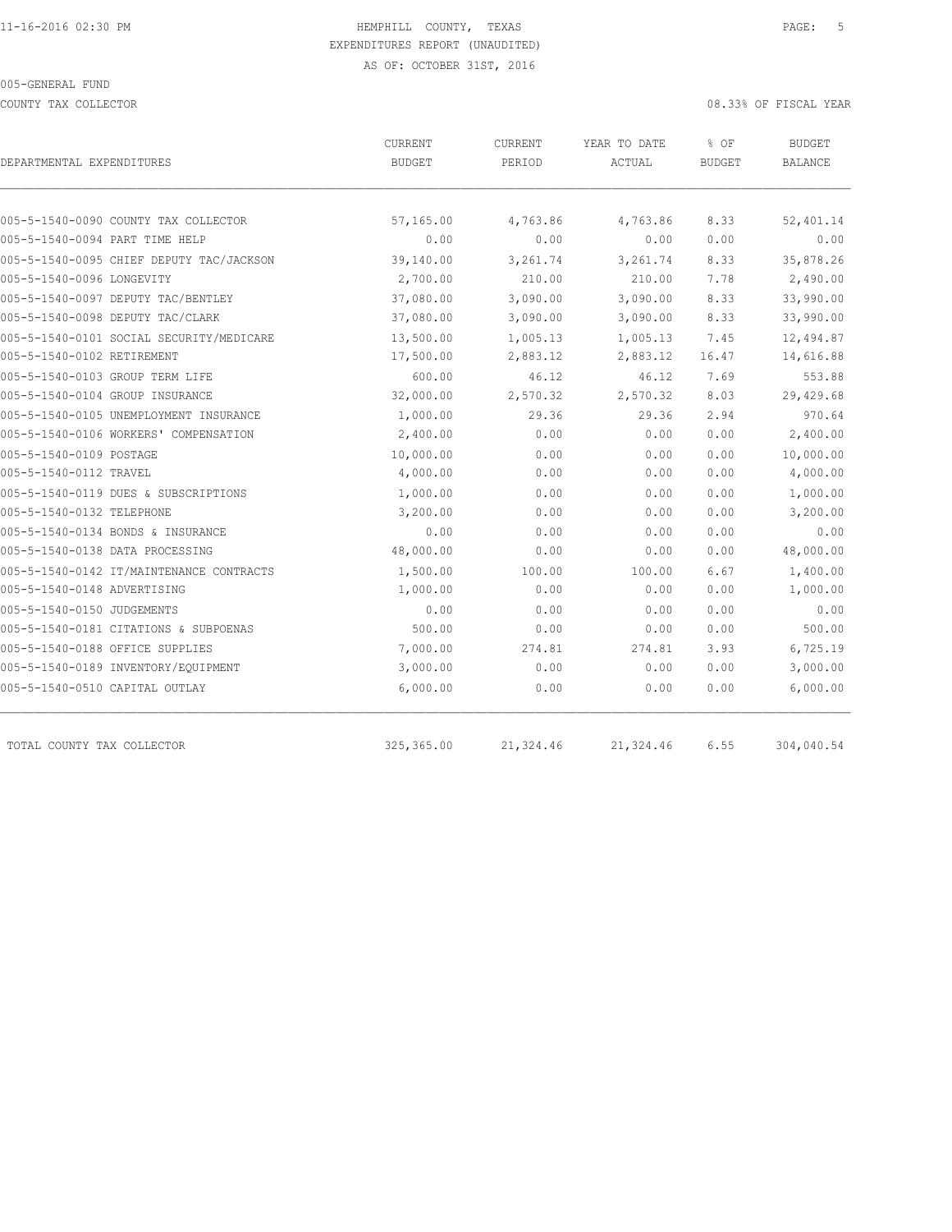HEMPHILL COUNTY, TEXAS
EXPENDITURES REPORT (UNAUDITED)
AS OF: OCTOBER 31ST, 2016

005-GENERAL FUND

COUNTY TAX COLLECTOR

08.33% OF FISCAL YEAR

| DEPARTMENTAL EXPENDITURES | CURRENT BUDGET | CURRENT PERIOD | YEAR TO DATE ACTUAL | % OF BUDGET | BUDGET BALANCE |
|---|---|---|---|---|---|
| 005-5-1540-0090 COUNTY TAX COLLECTOR | 57,165.00 | 4,763.86 | 4,763.86 | 8.33 | 52,401.14 |
| 005-5-1540-0094 PART TIME HELP | 0.00 | 0.00 | 0.00 | 0.00 | 0.00 |
| 005-5-1540-0095 CHIEF DEPUTY TAC/JACKSON | 39,140.00 | 3,261.74 | 3,261.74 | 8.33 | 35,878.26 |
| 005-5-1540-0096 LONGEVITY | 2,700.00 | 210.00 | 210.00 | 7.78 | 2,490.00 |
| 005-5-1540-0097 DEPUTY TAC/BENTLEY | 37,080.00 | 3,090.00 | 3,090.00 | 8.33 | 33,990.00 |
| 005-5-1540-0098 DEPUTY TAC/CLARK | 37,080.00 | 3,090.00 | 3,090.00 | 8.33 | 33,990.00 |
| 005-5-1540-0101 SOCIAL SECURITY/MEDICARE | 13,500.00 | 1,005.13 | 1,005.13 | 7.45 | 12,494.87 |
| 005-5-1540-0102 RETIREMENT | 17,500.00 | 2,883.12 | 2,883.12 | 16.47 | 14,616.88 |
| 005-5-1540-0103 GROUP TERM LIFE | 600.00 | 46.12 | 46.12 | 7.69 | 553.88 |
| 005-5-1540-0104 GROUP INSURANCE | 32,000.00 | 2,570.32 | 2,570.32 | 8.03 | 29,429.68 |
| 005-5-1540-0105 UNEMPLOYMENT INSURANCE | 1,000.00 | 29.36 | 29.36 | 2.94 | 970.64 |
| 005-5-1540-0106 WORKERS' COMPENSATION | 2,400.00 | 0.00 | 0.00 | 0.00 | 2,400.00 |
| 005-5-1540-0109 POSTAGE | 10,000.00 | 0.00 | 0.00 | 0.00 | 10,000.00 |
| 005-5-1540-0112 TRAVEL | 4,000.00 | 0.00 | 0.00 | 0.00 | 4,000.00 |
| 005-5-1540-0119 DUES & SUBSCRIPTIONS | 1,000.00 | 0.00 | 0.00 | 0.00 | 1,000.00 |
| 005-5-1540-0132 TELEPHONE | 3,200.00 | 0.00 | 0.00 | 0.00 | 3,200.00 |
| 005-5-1540-0134 BONDS & INSURANCE | 0.00 | 0.00 | 0.00 | 0.00 | 0.00 |
| 005-5-1540-0138 DATA PROCESSING | 48,000.00 | 0.00 | 0.00 | 0.00 | 48,000.00 |
| 005-5-1540-0142 IT/MAINTENANCE CONTRACTS | 1,500.00 | 100.00 | 100.00 | 6.67 | 1,400.00 |
| 005-5-1540-0148 ADVERTISING | 1,000.00 | 0.00 | 0.00 | 0.00 | 1,000.00 |
| 005-5-1540-0150 JUDGEMENTS | 0.00 | 0.00 | 0.00 | 0.00 | 0.00 |
| 005-5-1540-0181 CITATIONS & SUBPOENAS | 500.00 | 0.00 | 0.00 | 0.00 | 500.00 |
| 005-5-1540-0188 OFFICE SUPPLIES | 7,000.00 | 274.81 | 274.81 | 3.93 | 6,725.19 |
| 005-5-1540-0189 INVENTORY/EQUIPMENT | 3,000.00 | 0.00 | 0.00 | 0.00 | 3,000.00 |
| 005-5-1540-0510 CAPITAL OUTLAY | 6,000.00 | 0.00 | 0.00 | 0.00 | 6,000.00 |
| TOTAL COUNTY TAX COLLECTOR | 325,365.00 | 21,324.46 | 21,324.46 | 6.55 | 304,040.54 |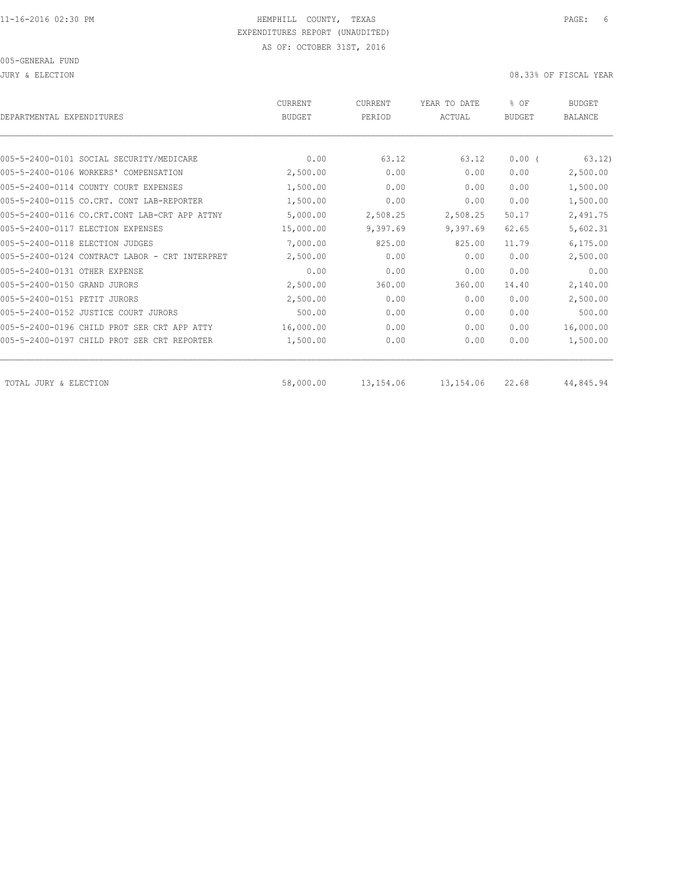HEMPHILL COUNTY, TEXAS

EXPENDITURES REPORT (UNAUDITED)

AS OF: OCTOBER 31ST, 2016

005-GENERAL FUND

JURY & ELECTION

08.33% OF FISCAL YEAR

| DEPARTMENTAL EXPENDITURES | CURRENT BUDGET | CURRENT PERIOD | YEAR TO DATE ACTUAL | % OF BUDGET | BUDGET BALANCE |
|---|---|---|---|---|---|
| 005-5-2400-0101 SOCIAL SECURITY/MEDICARE | 0.00 | 63.12 | 63.12 | 0.00 ( | 63.12) |
| 005-5-2400-0106 WORKERS' COMPENSATION | 2,500.00 | 0.00 | 0.00 | 0.00 | 2,500.00 |
| 005-5-2400-0114 COUNTY COURT EXPENSES | 1,500.00 | 0.00 | 0.00 | 0.00 | 1,500.00 |
| 005-5-2400-0115 CO.CRT. CONT LAB-REPORTER | 1,500.00 | 0.00 | 0.00 | 0.00 | 1,500.00 |
| 005-5-2400-0116 CO.CRT.CONT LAB-CRT APP ATTNY | 5,000.00 | 2,508.25 | 2,508.25 | 50.17 | 2,491.75 |
| 005-5-2400-0117 ELECTION EXPENSES | 15,000.00 | 9,397.69 | 9,397.69 | 62.65 | 5,602.31 |
| 005-5-2400-0118 ELECTION JUDGES | 7,000.00 | 825.00 | 825.00 | 11.79 | 6,175.00 |
| 005-5-2400-0124 CONTRACT LABOR - CRT INTERPRET | 2,500.00 | 0.00 | 0.00 | 0.00 | 2,500.00 |
| 005-5-2400-0131 OTHER EXPENSE | 0.00 | 0.00 | 0.00 | 0.00 | 0.00 |
| 005-5-2400-0150 GRAND JURORS | 2,500.00 | 360.00 | 360.00 | 14.40 | 2,140.00 |
| 005-5-2400-0151 PETIT JURORS | 2,500.00 | 0.00 | 0.00 | 0.00 | 2,500.00 |
| 005-5-2400-0152 JUSTICE COURT JURORS | 500.00 | 0.00 | 0.00 | 0.00 | 500.00 |
| 005-5-2400-0196 CHILD PROT SER CRT APP ATTY | 16,000.00 | 0.00 | 0.00 | 0.00 | 16,000.00 |
| 005-5-2400-0197 CHILD PROT SER CRT REPORTER | 1,500.00 | 0.00 | 0.00 | 0.00 | 1,500.00 |
| TOTAL JURY & ELECTION | 58,000.00 | 13,154.06 | 13,154.06 | 22.68 | 44,845.94 |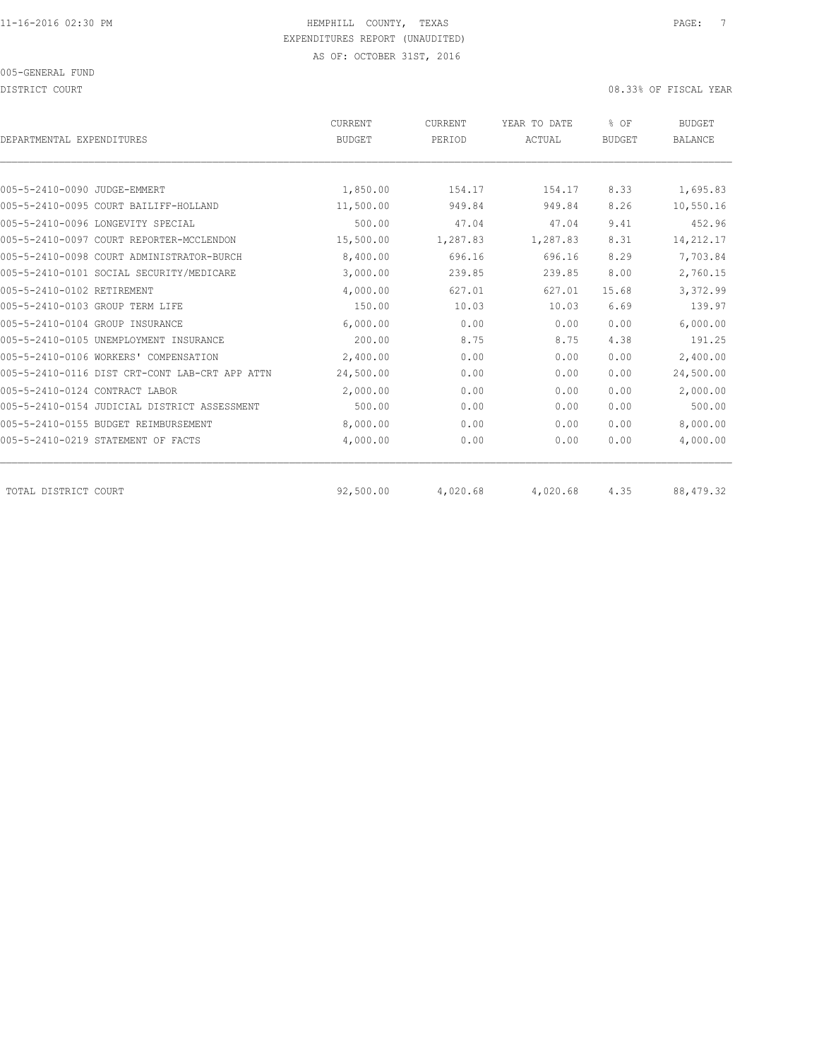HEMPHILL COUNTY, TEXAS
EXPENDITURES REPORT (UNAUDITED)
AS OF: OCTOBER 31ST, 2016

005-GENERAL FUND

DISTRICT COURT

08.33% OF FISCAL YEAR

| DEPARTMENTAL EXPENDITURES | CURRENT BUDGET | CURRENT PERIOD | YEAR TO DATE ACTUAL | % OF BUDGET | BUDGET BALANCE |
|---|---|---|---|---|---|
| 005-5-2410-0090 JUDGE-EMMERT | 1,850.00 | 154.17 | 154.17 | 8.33 | 1,695.83 |
| 005-5-2410-0095 COURT BAILIFF-HOLLAND | 11,500.00 | 949.84 | 949.84 | 8.26 | 10,550.16 |
| 005-5-2410-0096 LONGEVITY SPECIAL | 500.00 | 47.04 | 47.04 | 9.41 | 452.96 |
| 005-5-2410-0097 COURT REPORTER-MCCLENDON | 15,500.00 | 1,287.83 | 1,287.83 | 8.31 | 14,212.17 |
| 005-5-2410-0098 COURT ADMINISTRATOR-BURCH | 8,400.00 | 696.16 | 696.16 | 8.29 | 7,703.84 |
| 005-5-2410-0101 SOCIAL SECURITY/MEDICARE | 3,000.00 | 239.85 | 239.85 | 8.00 | 2,760.15 |
| 005-5-2410-0102 RETIREMENT | 4,000.00 | 627.01 | 627.01 | 15.68 | 3,372.99 |
| 005-5-2410-0103 GROUP TERM LIFE | 150.00 | 10.03 | 10.03 | 6.69 | 139.97 |
| 005-5-2410-0104 GROUP INSURANCE | 6,000.00 | 0.00 | 0.00 | 0.00 | 6,000.00 |
| 005-5-2410-0105 UNEMPLOYMENT INSURANCE | 200.00 | 8.75 | 8.75 | 4.38 | 191.25 |
| 005-5-2410-0106 WORKERS' COMPENSATION | 2,400.00 | 0.00 | 0.00 | 0.00 | 2,400.00 |
| 005-5-2410-0116 DIST CRT-CONT LAB-CRT APP ATTN | 24,500.00 | 0.00 | 0.00 | 0.00 | 24,500.00 |
| 005-5-2410-0124 CONTRACT LABOR | 2,000.00 | 0.00 | 0.00 | 0.00 | 2,000.00 |
| 005-5-2410-0154 JUDICIAL DISTRICT ASSESSMENT | 500.00 | 0.00 | 0.00 | 0.00 | 500.00 |
| 005-5-2410-0155 BUDGET REIMBURSEMENT | 8,000.00 | 0.00 | 0.00 | 0.00 | 8,000.00 |
| 005-5-2410-0219 STATEMENT OF FACTS | 4,000.00 | 0.00 | 0.00 | 0.00 | 4,000.00 |
| TOTAL DISTRICT COURT | 92,500.00 | 4,020.68 | 4,020.68 | 4.35 | 88,479.32 |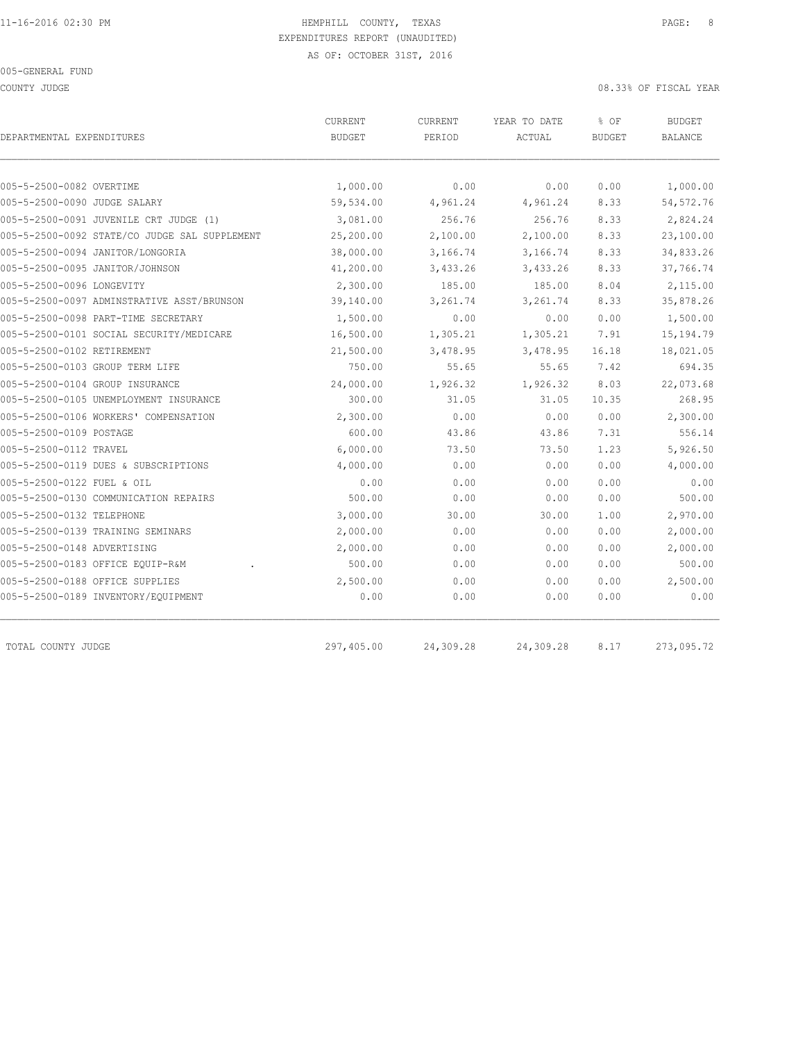11-16-2016 02:30 PM HEMPHILL COUNTY, TEXAS

EXPENDITURES REPORT (UNAUDITED)

AS OF: OCTOBER 31ST, 2016

005-GENERAL FUND

COUNTY JUDGE 08.33% OF FISCAL YEAR

| DEPARTMENTAL EXPENDITURES | CURRENT BUDGET | CURRENT PERIOD | YEAR TO DATE ACTUAL | % OF BUDGET | BUDGET BALANCE |
|---|---|---|---|---|---|
| 005-5-2500-0082 OVERTIME | 1,000.00 | 0.00 | 0.00 | 0.00 | 1,000.00 |
| 005-5-2500-0090 JUDGE SALARY | 59,534.00 | 4,961.24 | 4,961.24 | 8.33 | 54,572.76 |
| 005-5-2500-0091 JUVENILE CRT JUDGE (1) | 3,081.00 | 256.76 | 256.76 | 8.33 | 2,824.24 |
| 005-5-2500-0092 STATE/CO JUDGE SAL SUPPLEMENT | 25,200.00 | 2,100.00 | 2,100.00 | 8.33 | 23,100.00 |
| 005-5-2500-0094 JANITOR/LONGORIA | 38,000.00 | 3,166.74 | 3,166.74 | 8.33 | 34,833.26 |
| 005-5-2500-0095 JANITOR/JOHNSON | 41,200.00 | 3,433.26 | 3,433.26 | 8.33 | 37,766.74 |
| 005-5-2500-0096 LONGEVITY | 2,300.00 | 185.00 | 185.00 | 8.04 | 2,115.00 |
| 005-5-2500-0097 ADMINSTRATIVE ASST/BRUNSON | 39,140.00 | 3,261.74 | 3,261.74 | 8.33 | 35,878.26 |
| 005-5-2500-0098 PART-TIME SECRETARY | 1,500.00 | 0.00 | 0.00 | 0.00 | 1,500.00 |
| 005-5-2500-0101 SOCIAL SECURITY/MEDICARE | 16,500.00 | 1,305.21 | 1,305.21 | 7.91 | 15,194.79 |
| 005-5-2500-0102 RETIREMENT | 21,500.00 | 3,478.95 | 3,478.95 | 16.18 | 18,021.05 |
| 005-5-2500-0103 GROUP TERM LIFE | 750.00 | 55.65 | 55.65 | 7.42 | 694.35 |
| 005-5-2500-0104 GROUP INSURANCE | 24,000.00 | 1,926.32 | 1,926.32 | 8.03 | 22,073.68 |
| 005-5-2500-0105 UNEMPLOYMENT INSURANCE | 300.00 | 31.05 | 31.05 | 10.35 | 268.95 |
| 005-5-2500-0106 WORKERS' COMPENSATION | 2,300.00 | 0.00 | 0.00 | 0.00 | 2,300.00 |
| 005-5-2500-0109 POSTAGE | 600.00 | 43.86 | 43.86 | 7.31 | 556.14 |
| 005-5-2500-0112 TRAVEL | 6,000.00 | 73.50 | 73.50 | 1.23 | 5,926.50 |
| 005-5-2500-0119 DUES & SUBSCRIPTIONS | 4,000.00 | 0.00 | 0.00 | 0.00 | 4,000.00 |
| 005-5-2500-0122 FUEL & OIL | 0.00 | 0.00 | 0.00 | 0.00 | 0.00 |
| 005-5-2500-0130 COMMUNICATION REPAIRS | 500.00 | 0.00 | 0.00 | 0.00 | 500.00 |
| 005-5-2500-0132 TELEPHONE | 3,000.00 | 30.00 | 30.00 | 1.00 | 2,970.00 |
| 005-5-2500-0139 TRAINING SEMINARS | 2,000.00 | 0.00 | 0.00 | 0.00 | 2,000.00 |
| 005-5-2500-0148 ADVERTISING | 2,000.00 | 0.00 | 0.00 | 0.00 | 2,000.00 |
| 005-5-2500-0183 OFFICE EQUIP-R&M . | 500.00 | 0.00 | 0.00 | 0.00 | 500.00 |
| 005-5-2500-0188 OFFICE SUPPLIES | 2,500.00 | 0.00 | 0.00 | 0.00 | 2,500.00 |
| 005-5-2500-0189 INVENTORY/EQUIPMENT | 0.00 | 0.00 | 0.00 | 0.00 | 0.00 |
| TOTAL COUNTY JUDGE | 297,405.00 | 24,309.28 | 24,309.28 | 8.17 | 273,095.72 |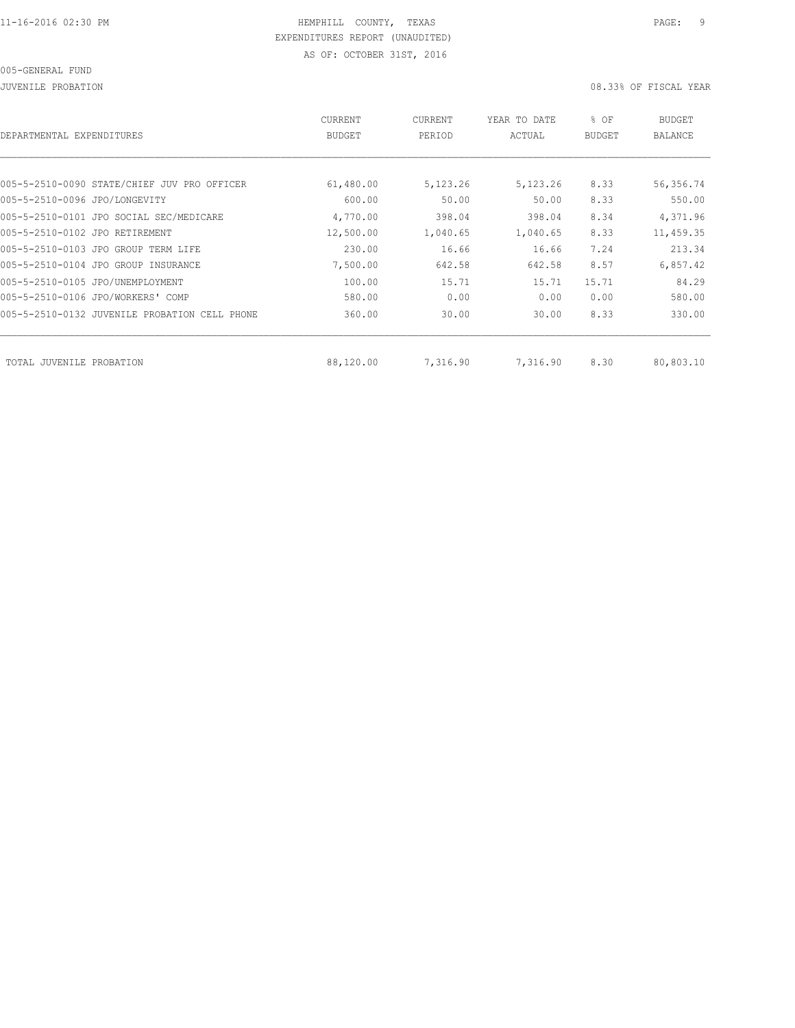HEMPHILL COUNTY, TEXAS
EXPENDITURES REPORT (UNAUDITED)
AS OF: OCTOBER 31ST, 2016

005-GENERAL FUND

JUVENILE PROBATION

08.33% OF FISCAL YEAR

| DEPARTMENTAL EXPENDITURES | CURRENT BUDGET | CURRENT PERIOD | YEAR TO DATE ACTUAL | % OF BUDGET | BUDGET BALANCE |
|---|---|---|---|---|---|
| 005-5-2510-0090 STATE/CHIEF JUV PRO OFFICER | 61,480.00 | 5,123.26 | 5,123.26 | 8.33 | 56,356.74 |
| 005-5-2510-0096 JPO/LONGEVITY | 600.00 | 50.00 | 50.00 | 8.33 | 550.00 |
| 005-5-2510-0101 JPO SOCIAL SEC/MEDICARE | 4,770.00 | 398.04 | 398.04 | 8.34 | 4,371.96 |
| 005-5-2510-0102 JPO RETIREMENT | 12,500.00 | 1,040.65 | 1,040.65 | 8.33 | 11,459.35 |
| 005-5-2510-0103 JPO GROUP TERM LIFE | 230.00 | 16.66 | 16.66 | 7.24 | 213.34 |
| 005-5-2510-0104 JPO GROUP INSURANCE | 7,500.00 | 642.58 | 642.58 | 8.57 | 6,857.42 |
| 005-5-2510-0105 JPO/UNEMPLOYMENT | 100.00 | 15.71 | 15.71 | 15.71 | 84.29 |
| 005-5-2510-0106 JPO/WORKERS' COMP | 580.00 | 0.00 | 0.00 | 0.00 | 580.00 |
| 005-5-2510-0132 JUVENILE PROBATION CELL PHONE | 360.00 | 30.00 | 30.00 | 8.33 | 330.00 |
| TOTAL JUVENILE PROBATION | 88,120.00 | 7,316.90 | 7,316.90 | 8.30 | 80,803.10 |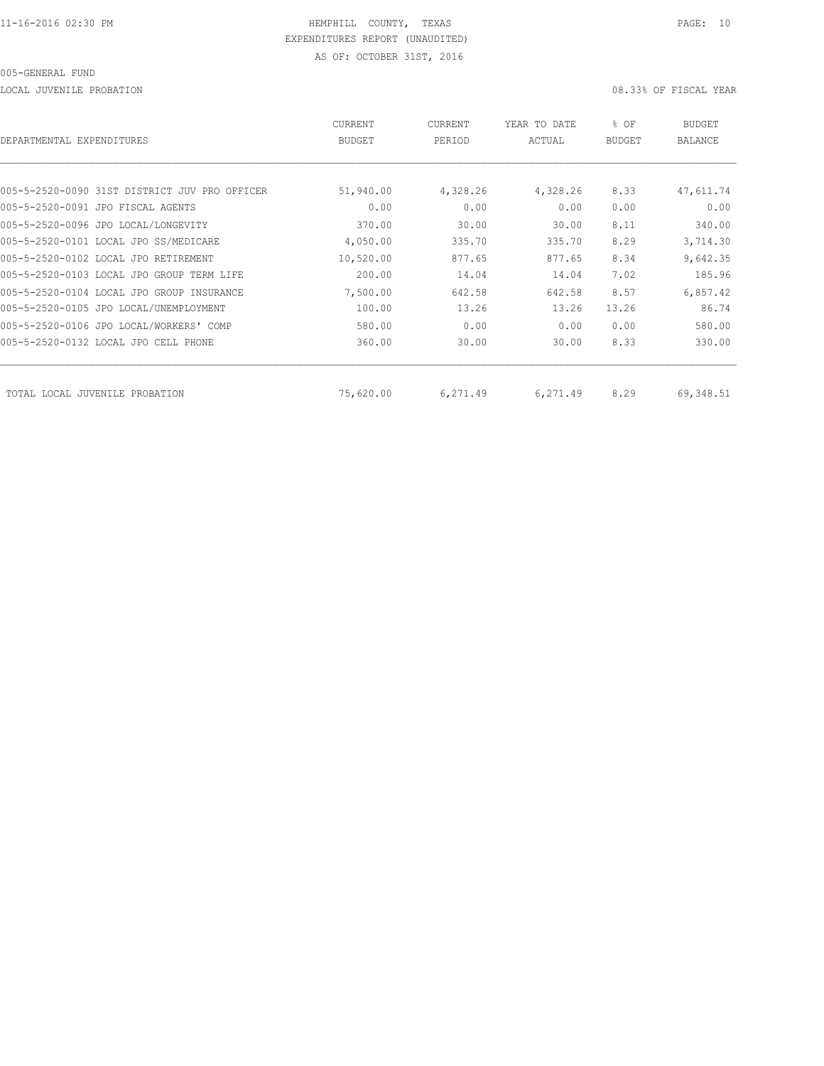HEMPHILL COUNTY, TEXAS
EXPENDITURES REPORT (UNAUDITED)
AS OF: OCTOBER 31ST, 2016

005-GENERAL FUND

LOCAL JUVENILE PROBATION

08.33% OF FISCAL YEAR

| DEPARTMENTAL EXPENDITURES | CURRENT BUDGET | CURRENT PERIOD | YEAR TO DATE ACTUAL | % OF BUDGET | BUDGET BALANCE |
|---|---|---|---|---|---|
| 005-5-2520-0090 31ST DISTRICT JUV PRO OFFICER | 51,940.00 | 4,328.26 | 4,328.26 | 8.33 | 47,611.74 |
| 005-5-2520-0091 JPO FISCAL AGENTS | 0.00 | 0.00 | 0.00 | 0.00 | 0.00 |
| 005-5-2520-0096 JPO LOCAL/LONGEVITY | 370.00 | 30.00 | 30.00 | 8.11 | 340.00 |
| 005-5-2520-0101 LOCAL JPO SS/MEDICARE | 4,050.00 | 335.70 | 335.70 | 8.29 | 3,714.30 |
| 005-5-2520-0102 LOCAL JPO RETIREMENT | 10,520.00 | 877.65 | 877.65 | 8.34 | 9,642.35 |
| 005-5-2520-0103 LOCAL JPO GROUP TERM LIFE | 200.00 | 14.04 | 14.04 | 7.02 | 185.96 |
| 005-5-2520-0104 LOCAL JPO GROUP INSURANCE | 7,500.00 | 642.58 | 642.58 | 8.57 | 6,857.42 |
| 005-5-2520-0105 JPO LOCAL/UNEMPLOYMENT | 100.00 | 13.26 | 13.26 | 13.26 | 86.74 |
| 005-5-2520-0106 JPO LOCAL/WORKERS' COMP | 580.00 | 0.00 | 0.00 | 0.00 | 580.00 |
| 005-5-2520-0132 LOCAL JPO CELL PHONE | 360.00 | 30.00 | 30.00 | 8.33 | 330.00 |
| TOTAL LOCAL JUVENILE PROBATION | 75,620.00 | 6,271.49 | 6,271.49 | 8.29 | 69,348.51 |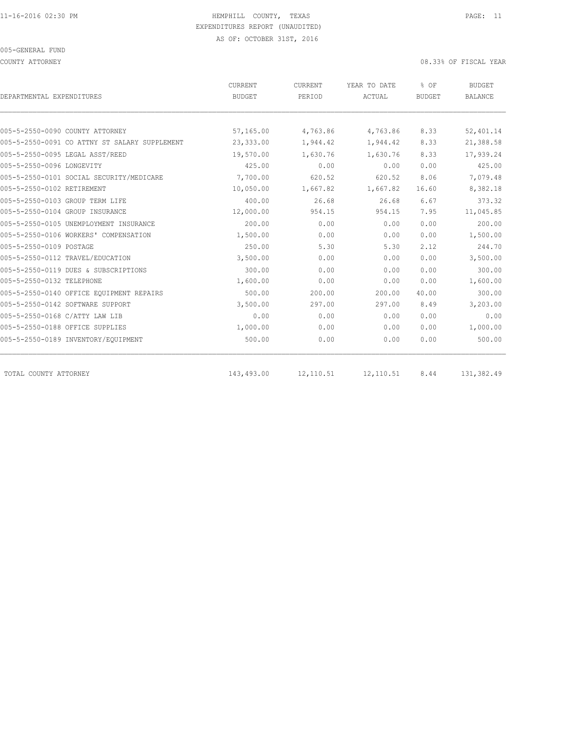11-16-2016 02:30 PM HEMPHILL COUNTY, TEXAS

EXPENDITURES REPORT (UNAUDITED)

AS OF: OCTOBER 31ST, 2016

005-GENERAL FUND

COUNTY ATTORNEY 08.33% OF FISCAL YEAR

| DEPARTMENTAL EXPENDITURES | CURRENT BUDGET | CURRENT PERIOD | YEAR TO DATE ACTUAL | % OF BUDGET | BUDGET BALANCE |
|---|---|---|---|---|---|
| 005-5-2550-0090 COUNTY ATTORNEY | 57,165.00 | 4,763.86 | 4,763.86 | 8.33 | 52,401.14 |
| 005-5-2550-0091 CO ATTNY ST SALARY SUPPLEMENT | 23,333.00 | 1,944.42 | 1,944.42 | 8.33 | 21,388.58 |
| 005-5-2550-0095 LEGAL ASST/REED | 19,570.00 | 1,630.76 | 1,630.76 | 8.33 | 17,939.24 |
| 005-5-2550-0096 LONGEVITY | 425.00 | 0.00 | 0.00 | 0.00 | 425.00 |
| 005-5-2550-0101 SOCIAL SECURITY/MEDICARE | 7,700.00 | 620.52 | 620.52 | 8.06 | 7,079.48 |
| 005-5-2550-0102 RETIREMENT | 10,050.00 | 1,667.82 | 1,667.82 | 16.60 | 8,382.18 |
| 005-5-2550-0103 GROUP TERM LIFE | 400.00 | 26.68 | 26.68 | 6.67 | 373.32 |
| 005-5-2550-0104 GROUP INSURANCE | 12,000.00 | 954.15 | 954.15 | 7.95 | 11,045.85 |
| 005-5-2550-0105 UNEMPLOYMENT INSURANCE | 200.00 | 0.00 | 0.00 | 0.00 | 200.00 |
| 005-5-2550-0106 WORKERS' COMPENSATION | 1,500.00 | 0.00 | 0.00 | 0.00 | 1,500.00 |
| 005-5-2550-0109 POSTAGE | 250.00 | 5.30 | 5.30 | 2.12 | 244.70 |
| 005-5-2550-0112 TRAVEL/EDUCATION | 3,500.00 | 0.00 | 0.00 | 0.00 | 3,500.00 |
| 005-5-2550-0119 DUES & SUBSCRIPTIONS | 300.00 | 0.00 | 0.00 | 0.00 | 300.00 |
| 005-5-2550-0132 TELEPHONE | 1,600.00 | 0.00 | 0.00 | 0.00 | 1,600.00 |
| 005-5-2550-0140 OFFICE EQUIPMENT REPAIRS | 500.00 | 200.00 | 200.00 | 40.00 | 300.00 |
| 005-5-2550-0142 SOFTWARE SUPPORT | 3,500.00 | 297.00 | 297.00 | 8.49 | 3,203.00 |
| 005-5-2550-0168 C/ATTY LAW LIB | 0.00 | 0.00 | 0.00 | 0.00 | 0.00 |
| 005-5-2550-0188 OFFICE SUPPLIES | 1,000.00 | 0.00 | 0.00 | 0.00 | 1,000.00 |
| 005-5-2550-0189 INVENTORY/EQUIPMENT | 500.00 | 0.00 | 0.00 | 0.00 | 500.00 |
| TOTAL COUNTY ATTORNEY | 143,493.00 | 12,110.51 | 12,110.51 | 8.44 | 131,382.49 |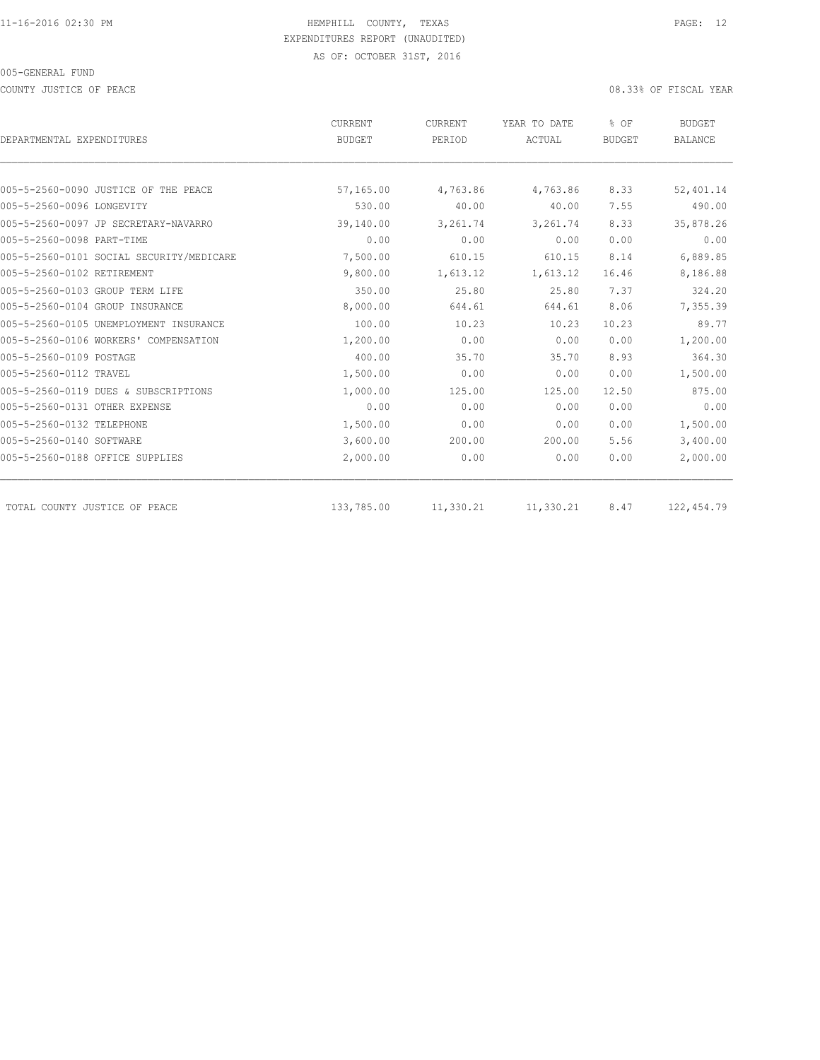HEMPHILL COUNTY, TEXAS
EXPENDITURES REPORT (UNAUDITED)
AS OF: OCTOBER 31ST, 2016

005-GENERAL FUND

COUNTY JUSTICE OF PEACE

08.33% OF FISCAL YEAR

| DEPARTMENTAL EXPENDITURES | CURRENT BUDGET | CURRENT PERIOD | YEAR TO DATE ACTUAL | % OF BUDGET | BUDGET BALANCE |
|---|---|---|---|---|---|
| 005-5-2560-0090 JUSTICE OF THE PEACE | 57,165.00 | 4,763.86 | 4,763.86 | 8.33 | 52,401.14 |
| 005-5-2560-0096 LONGEVITY | 530.00 | 40.00 | 40.00 | 7.55 | 490.00 |
| 005-5-2560-0097 JP SECRETARY-NAVARRO | 39,140.00 | 3,261.74 | 3,261.74 | 8.33 | 35,878.26 |
| 005-5-2560-0098 PART-TIME | 0.00 | 0.00 | 0.00 | 0.00 | 0.00 |
| 005-5-2560-0101 SOCIAL SECURITY/MEDICARE | 7,500.00 | 610.15 | 610.15 | 8.14 | 6,889.85 |
| 005-5-2560-0102 RETIREMENT | 9,800.00 | 1,613.12 | 1,613.12 | 16.46 | 8,186.88 |
| 005-5-2560-0103 GROUP TERM LIFE | 350.00 | 25.80 | 25.80 | 7.37 | 324.20 |
| 005-5-2560-0104 GROUP INSURANCE | 8,000.00 | 644.61 | 644.61 | 8.06 | 7,355.39 |
| 005-5-2560-0105 UNEMPLOYMENT INSURANCE | 100.00 | 10.23 | 10.23 | 10.23 | 89.77 |
| 005-5-2560-0106 WORKERS' COMPENSATION | 1,200.00 | 0.00 | 0.00 | 0.00 | 1,200.00 |
| 005-5-2560-0109 POSTAGE | 400.00 | 35.70 | 35.70 | 8.93 | 364.30 |
| 005-5-2560-0112 TRAVEL | 1,500.00 | 0.00 | 0.00 | 0.00 | 1,500.00 |
| 005-5-2560-0119 DUES & SUBSCRIPTIONS | 1,000.00 | 125.00 | 125.00 | 12.50 | 875.00 |
| 005-5-2560-0131 OTHER EXPENSE | 0.00 | 0.00 | 0.00 | 0.00 | 0.00 |
| 005-5-2560-0132 TELEPHONE | 1,500.00 | 0.00 | 0.00 | 0.00 | 1,500.00 |
| 005-5-2560-0140 SOFTWARE | 3,600.00 | 200.00 | 200.00 | 5.56 | 3,400.00 |
| 005-5-2560-0188 OFFICE SUPPLIES | 2,000.00 | 0.00 | 0.00 | 0.00 | 2,000.00 |
| TOTAL COUNTY JUSTICE OF PEACE | 133,785.00 | 11,330.21 | 11,330.21 | 8.47 | 122,454.79 |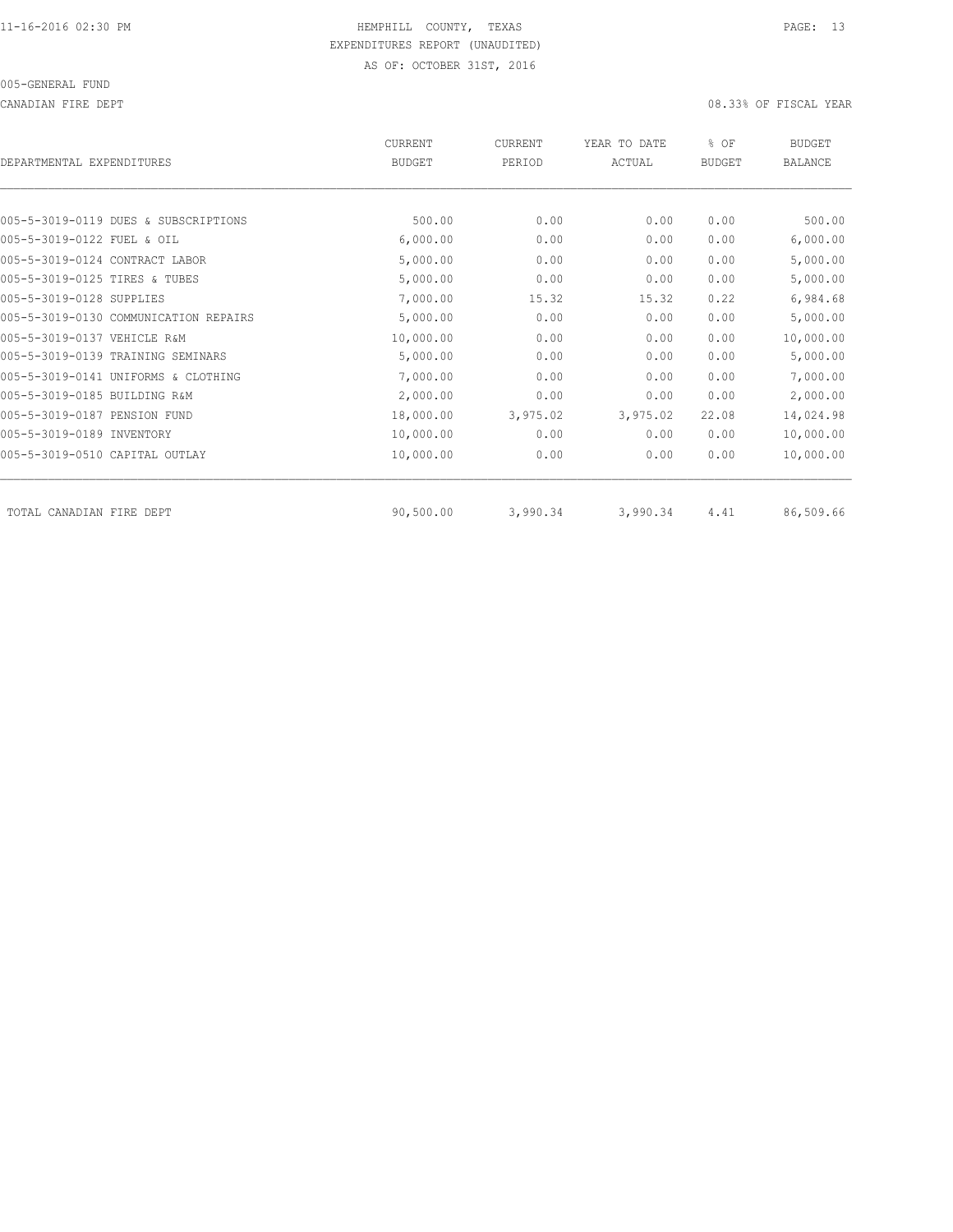HEMPHILL COUNTY, TEXAS
EXPENDITURES REPORT (UNAUDITED)
AS OF: OCTOBER 31ST, 2016

005-GENERAL FUND

CANADIAN FIRE DEPT

08.33% OF FISCAL YEAR

| DEPARTMENTAL EXPENDITURES | CURRENT BUDGET | CURRENT PERIOD | YEAR TO DATE ACTUAL | % OF BUDGET | BUDGET BALANCE |
|---|---|---|---|---|---|
| 005-5-3019-0119 DUES & SUBSCRIPTIONS | 500.00 | 0.00 | 0.00 | 0.00 | 500.00 |
| 005-5-3019-0122 FUEL & OIL | 6,000.00 | 0.00 | 0.00 | 0.00 | 6,000.00 |
| 005-5-3019-0124 CONTRACT LABOR | 5,000.00 | 0.00 | 0.00 | 0.00 | 5,000.00 |
| 005-5-3019-0125 TIRES & TUBES | 5,000.00 | 0.00 | 0.00 | 0.00 | 5,000.00 |
| 005-5-3019-0128 SUPPLIES | 7,000.00 | 15.32 | 15.32 | 0.22 | 6,984.68 |
| 005-5-3019-0130 COMMUNICATION REPAIRS | 5,000.00 | 0.00 | 0.00 | 0.00 | 5,000.00 |
| 005-5-3019-0137 VEHICLE R&M | 10,000.00 | 0.00 | 0.00 | 0.00 | 10,000.00 |
| 005-5-3019-0139 TRAINING SEMINARS | 5,000.00 | 0.00 | 0.00 | 0.00 | 5,000.00 |
| 005-5-3019-0141 UNIFORMS & CLOTHING | 7,000.00 | 0.00 | 0.00 | 0.00 | 7,000.00 |
| 005-5-3019-0185 BUILDING R&M | 2,000.00 | 0.00 | 0.00 | 0.00 | 2,000.00 |
| 005-5-3019-0187 PENSION FUND | 18,000.00 | 3,975.02 | 3,975.02 | 22.08 | 14,024.98 |
| 005-5-3019-0189 INVENTORY | 10,000.00 | 0.00 | 0.00 | 0.00 | 10,000.00 |
| 005-5-3019-0510 CAPITAL OUTLAY | 10,000.00 | 0.00 | 0.00 | 0.00 | 10,000.00 |
| TOTAL CANADIAN FIRE DEPT | 90,500.00 | 3,990.34 | 3,990.34 | 4.41 | 86,509.66 |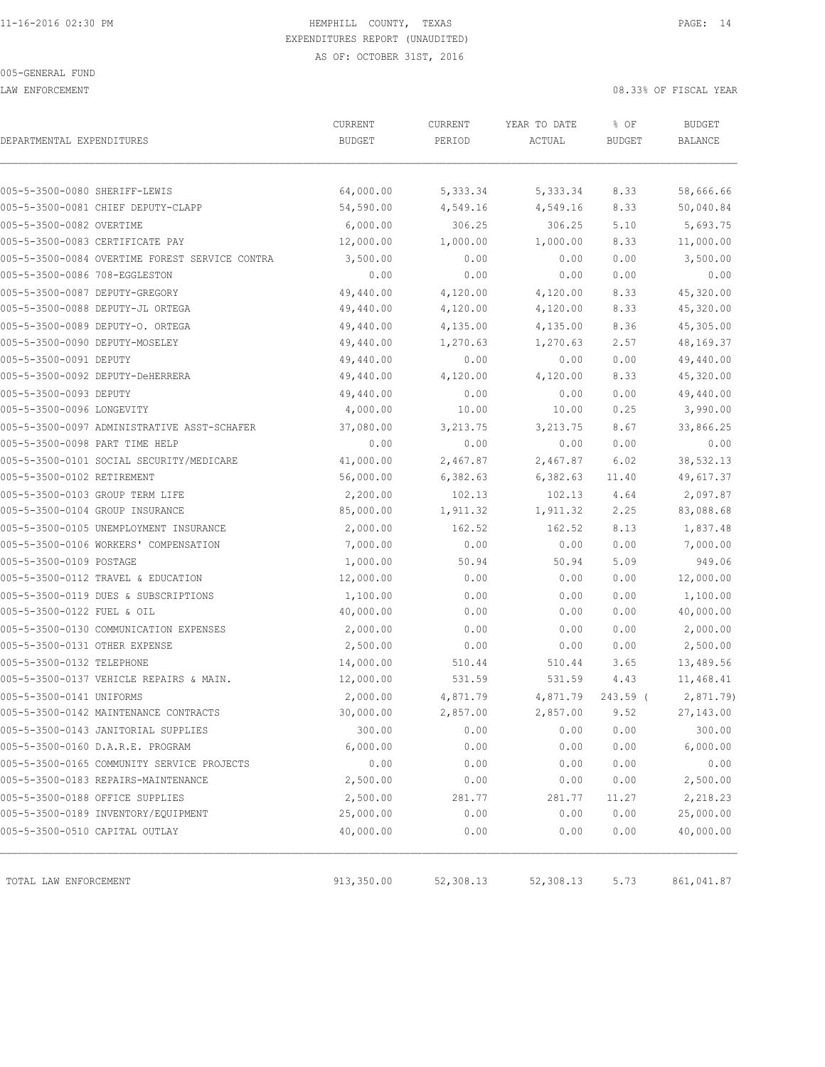11-16-2016 02:30 PM

# HEMPHILL COUNTY, TEXAS
## EXPENDITURES REPORT (UNAUDITED)
AS OF: OCTOBER 31ST, 2016

005-GENERAL FUND

LAW ENFORCEMENT

08.33% OF FISCAL YEAR

| DEPARTMENTAL EXPENDITURES | CURRENT BUDGET | CURRENT PERIOD | YEAR TO DATE ACTUAL | % OF BUDGET | BUDGET BALANCE |
|---|---|---|---|---|---|
| 005-5-3500-0080 SHERIFF-LEWIS | 64,000.00 | 5,333.34 | 5,333.34 | 8.33 | 58,666.66 |
| 005-5-3500-0081 CHIEF DEPUTY-CLAPP | 54,590.00 | 4,549.16 | 4,549.16 | 8.33 | 50,040.84 |
| 005-5-3500-0082 OVERTIME | 6,000.00 | 306.25 | 306.25 | 5.10 | 5,693.75 |
| 005-5-3500-0083 CERTIFICATE PAY | 12,000.00 | 1,000.00 | 1,000.00 | 8.33 | 11,000.00 |
| 005-5-3500-0084 OVERTIME FOREST SERVICE CONTRA | 3,500.00 | 0.00 | 0.00 | 0.00 | 3,500.00 |
| 005-5-3500-0086 708-EGGLESTON | 0.00 | 0.00 | 0.00 | 0.00 | 0.00 |
| 005-5-3500-0087 DEPUTY-GREGORY | 49,440.00 | 4,120.00 | 4,120.00 | 8.33 | 45,320.00 |
| 005-5-3500-0088 DEPUTY-JL ORTEGA | 49,440.00 | 4,120.00 | 4,120.00 | 8.33 | 45,320.00 |
| 005-5-3500-0089 DEPUTY-O. ORTEGA | 49,440.00 | 4,135.00 | 4,135.00 | 8.36 | 45,305.00 |
| 005-5-3500-0090 DEPUTY-MOSELEY | 49,440.00 | 1,270.63 | 1,270.63 | 2.57 | 48,169.37 |
| 005-5-3500-0091 DEPUTY | 49,440.00 | 0.00 | 0.00 | 0.00 | 49,440.00 |
| 005-5-3500-0092 DEPUTY-DeHERRERA | 49,440.00 | 4,120.00 | 4,120.00 | 8.33 | 45,320.00 |
| 005-5-3500-0093 DEPUTY | 49,440.00 | 0.00 | 0.00 | 0.00 | 49,440.00 |
| 005-5-3500-0096 LONGEVITY | 4,000.00 | 10.00 | 10.00 | 0.25 | 3,990.00 |
| 005-5-3500-0097 ADMINISTRATIVE ASST-SCHAFER | 37,080.00 | 3,213.75 | 3,213.75 | 8.67 | 33,866.25 |
| 005-5-3500-0098 PART TIME HELP | 0.00 | 0.00 | 0.00 | 0.00 | 0.00 |
| 005-5-3500-0101 SOCIAL SECURITY/MEDICARE | 41,000.00 | 2,467.87 | 2,467.87 | 6.02 | 38,532.13 |
| 005-5-3500-0102 RETIREMENT | 56,000.00 | 6,382.63 | 6,382.63 | 11.40 | 49,617.37 |
| 005-5-3500-0103 GROUP TERM LIFE | 2,200.00 | 102.13 | 102.13 | 4.64 | 2,097.87 |
| 005-5-3500-0104 GROUP INSURANCE | 85,000.00 | 1,911.32 | 1,911.32 | 2.25 | 83,088.68 |
| 005-5-3500-0105 UNEMPLOYMENT INSURANCE | 2,000.00 | 162.52 | 162.52 | 8.13 | 1,837.48 |
| 005-5-3500-0106 WORKERS' COMPENSATION | 7,000.00 | 0.00 | 0.00 | 0.00 | 7,000.00 |
| 005-5-3500-0109 POSTAGE | 1,000.00 | 50.94 | 50.94 | 5.09 | 949.06 |
| 005-5-3500-0112 TRAVEL & EDUCATION | 12,000.00 | 0.00 | 0.00 | 0.00 | 12,000.00 |
| 005-5-3500-0119 DUES & SUBSCRIPTIONS | 1,100.00 | 0.00 | 0.00 | 0.00 | 1,100.00 |
| 005-5-3500-0122 FUEL & OIL | 40,000.00 | 0.00 | 0.00 | 0.00 | 40,000.00 |
| 005-5-3500-0130 COMMUNICATION EXPENSES | 2,000.00 | 0.00 | 0.00 | 0.00 | 2,000.00 |
| 005-5-3500-0131 OTHER EXPENSE | 2,500.00 | 0.00 | 0.00 | 0.00 | 2,500.00 |
| 005-5-3500-0132 TELEPHONE | 14,000.00 | 510.44 | 510.44 | 3.65 | 13,489.56 |
| 005-5-3500-0137 VEHICLE REPAIRS & MAIN. | 12,000.00 | 531.59 | 531.59 | 4.43 | 11,468.41 |
| 005-5-3500-0141 UNIFORMS | 2,000.00 | 4,871.79 | 4,871.79 | 243.59 | ( 2,871.79) |
| 005-5-3500-0142 MAINTENANCE CONTRACTS | 30,000.00 | 2,857.00 | 2,857.00 | 9.52 | 27,143.00 |
| 005-5-3500-0143 JANITORIAL SUPPLIES | 300.00 | 0.00 | 0.00 | 0.00 | 300.00 |
| 005-5-3500-0160 D.A.R.E. PROGRAM | 6,000.00 | 0.00 | 0.00 | 0.00 | 6,000.00 |
| 005-5-3500-0165 COMMUNITY SERVICE PROJECTS | 0.00 | 0.00 | 0.00 | 0.00 | 0.00 |
| 005-5-3500-0183 REPAIRS-MAINTENANCE | 2,500.00 | 0.00 | 0.00 | 0.00 | 2,500.00 |
| 005-5-3500-0188 OFFICE SUPPLIES | 2,500.00 | 281.77 | 281.77 | 11.27 | 2,218.23 |
| 005-5-3500-0189 INVENTORY/EQUIPMENT | 25,000.00 | 0.00 | 0.00 | 0.00 | 25,000.00 |
| 005-5-3500-0510 CAPITAL OUTLAY | 40,000.00 | 0.00 | 0.00 | 0.00 | 40,000.00 |
| TOTAL LAW ENFORCEMENT | 913,350.00 | 52,308.13 | 52,308.13 | 5.73 | 861,041.87 |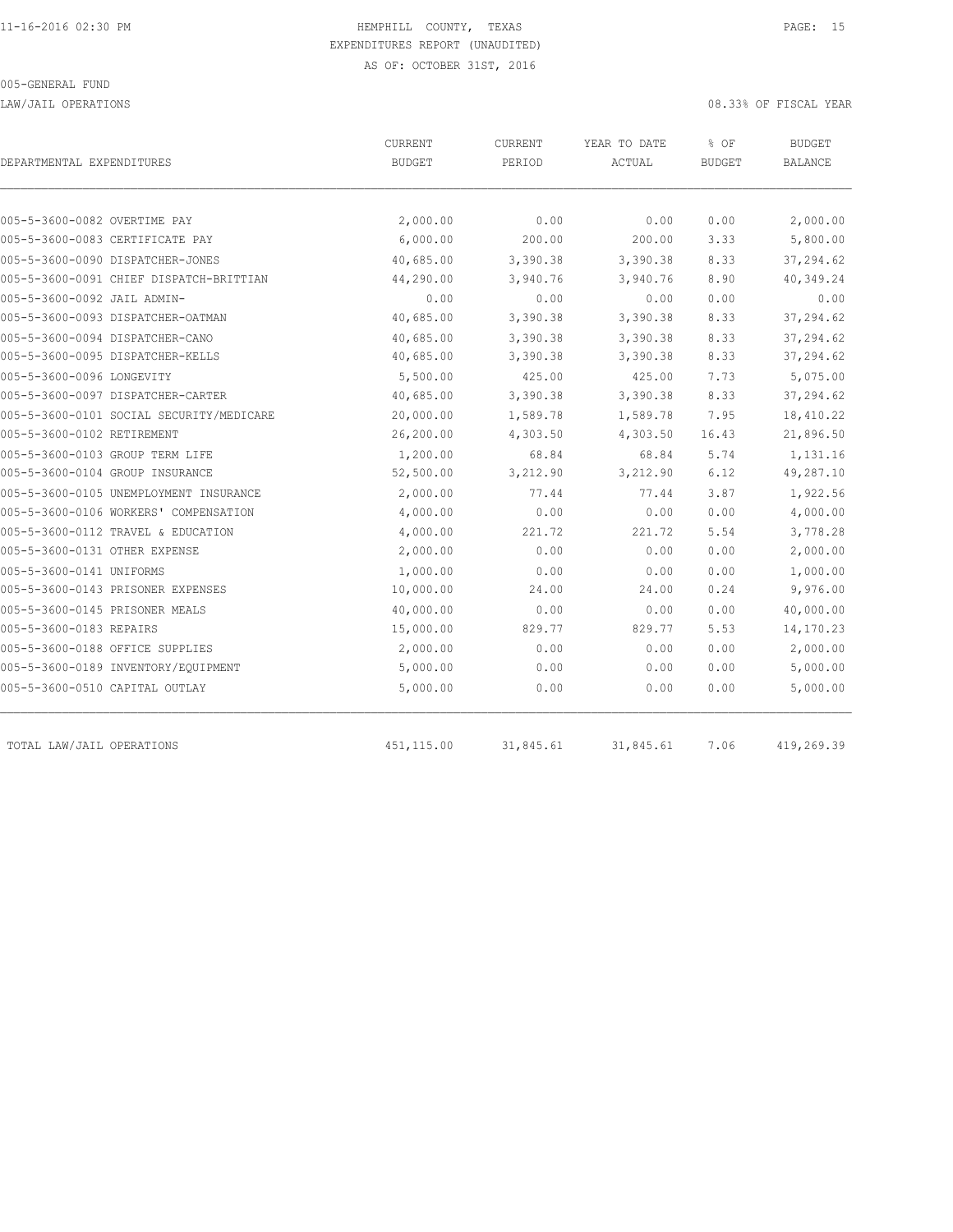11-16-2016 02:30 PM HEMPHILL COUNTY, TEXAS

EXPENDITURES REPORT (UNAUDITED)

AS OF: OCTOBER 31ST, 2016

005-GENERAL FUND

LAW/JAIL OPERATIONS 08.33% OF FISCAL YEAR

| DEPARTMENTAL EXPENDITURES | CURRENT BUDGET | CURRENT PERIOD | YEAR TO DATE ACTUAL | % OF BUDGET | BUDGET BALANCE |
|---|---|---|---|---|---|
| 005-5-3600-0082 OVERTIME PAY | 2,000.00 | 0.00 | 0.00 | 0.00 | 2,000.00 |
| 005-5-3600-0083 CERTIFICATE PAY | 6,000.00 | 200.00 | 200.00 | 3.33 | 5,800.00 |
| 005-5-3600-0090 DISPATCHER-JONES | 40,685.00 | 3,390.38 | 3,390.38 | 8.33 | 37,294.62 |
| 005-5-3600-0091 CHIEF DISPATCH-BRITTIAN | 44,290.00 | 3,940.76 | 3,940.76 | 8.90 | 40,349.24 |
| 005-5-3600-0092 JAIL ADMIN- | 0.00 | 0.00 | 0.00 | 0.00 | 0.00 |
| 005-5-3600-0093 DISPATCHER-OATMAN | 40,685.00 | 3,390.38 | 3,390.38 | 8.33 | 37,294.62 |
| 005-5-3600-0094 DISPATCHER-CANO | 40,685.00 | 3,390.38 | 3,390.38 | 8.33 | 37,294.62 |
| 005-5-3600-0095 DISPATCHER-KELLS | 40,685.00 | 3,390.38 | 3,390.38 | 8.33 | 37,294.62 |
| 005-5-3600-0096 LONGEVITY | 5,500.00 | 425.00 | 425.00 | 7.73 | 5,075.00 |
| 005-5-3600-0097 DISPATCHER-CARTER | 40,685.00 | 3,390.38 | 3,390.38 | 8.33 | 37,294.62 |
| 005-5-3600-0101 SOCIAL SECURITY/MEDICARE | 20,000.00 | 1,589.78 | 1,589.78 | 7.95 | 18,410.22 |
| 005-5-3600-0102 RETIREMENT | 26,200.00 | 4,303.50 | 4,303.50 | 16.43 | 21,896.50 |
| 005-5-3600-0103 GROUP TERM LIFE | 1,200.00 | 68.84 | 68.84 | 5.74 | 1,131.16 |
| 005-5-3600-0104 GROUP INSURANCE | 52,500.00 | 3,212.90 | 3,212.90 | 6.12 | 49,287.10 |
| 005-5-3600-0105 UNEMPLOYMENT INSURANCE | 2,000.00 | 77.44 | 77.44 | 3.87 | 1,922.56 |
| 005-5-3600-0106 WORKERS' COMPENSATION | 4,000.00 | 0.00 | 0.00 | 0.00 | 4,000.00 |
| 005-5-3600-0112 TRAVEL & EDUCATION | 4,000.00 | 221.72 | 221.72 | 5.54 | 3,778.28 |
| 005-5-3600-0131 OTHER EXPENSE | 2,000.00 | 0.00 | 0.00 | 0.00 | 2,000.00 |
| 005-5-3600-0141 UNIFORMS | 1,000.00 | 0.00 | 0.00 | 0.00 | 1,000.00 |
| 005-5-3600-0143 PRISONER EXPENSES | 10,000.00 | 24.00 | 24.00 | 0.24 | 9,976.00 |
| 005-5-3600-0145 PRISONER MEALS | 40,000.00 | 0.00 | 0.00 | 0.00 | 40,000.00 |
| 005-5-3600-0183 REPAIRS | 15,000.00 | 829.77 | 829.77 | 5.53 | 14,170.23 |
| 005-5-3600-0188 OFFICE SUPPLIES | 2,000.00 | 0.00 | 0.00 | 0.00 | 2,000.00 |
| 005-5-3600-0189 INVENTORY/EQUIPMENT | 5,000.00 | 0.00 | 0.00 | 0.00 | 5,000.00 |
| 005-5-3600-0510 CAPITAL OUTLAY | 5,000.00 | 0.00 | 0.00 | 0.00 | 5,000.00 |
| TOTAL LAW/JAIL OPERATIONS | 451,115.00 | 31,845.61 | 31,845.61 | 7.06 | 419,269.39 |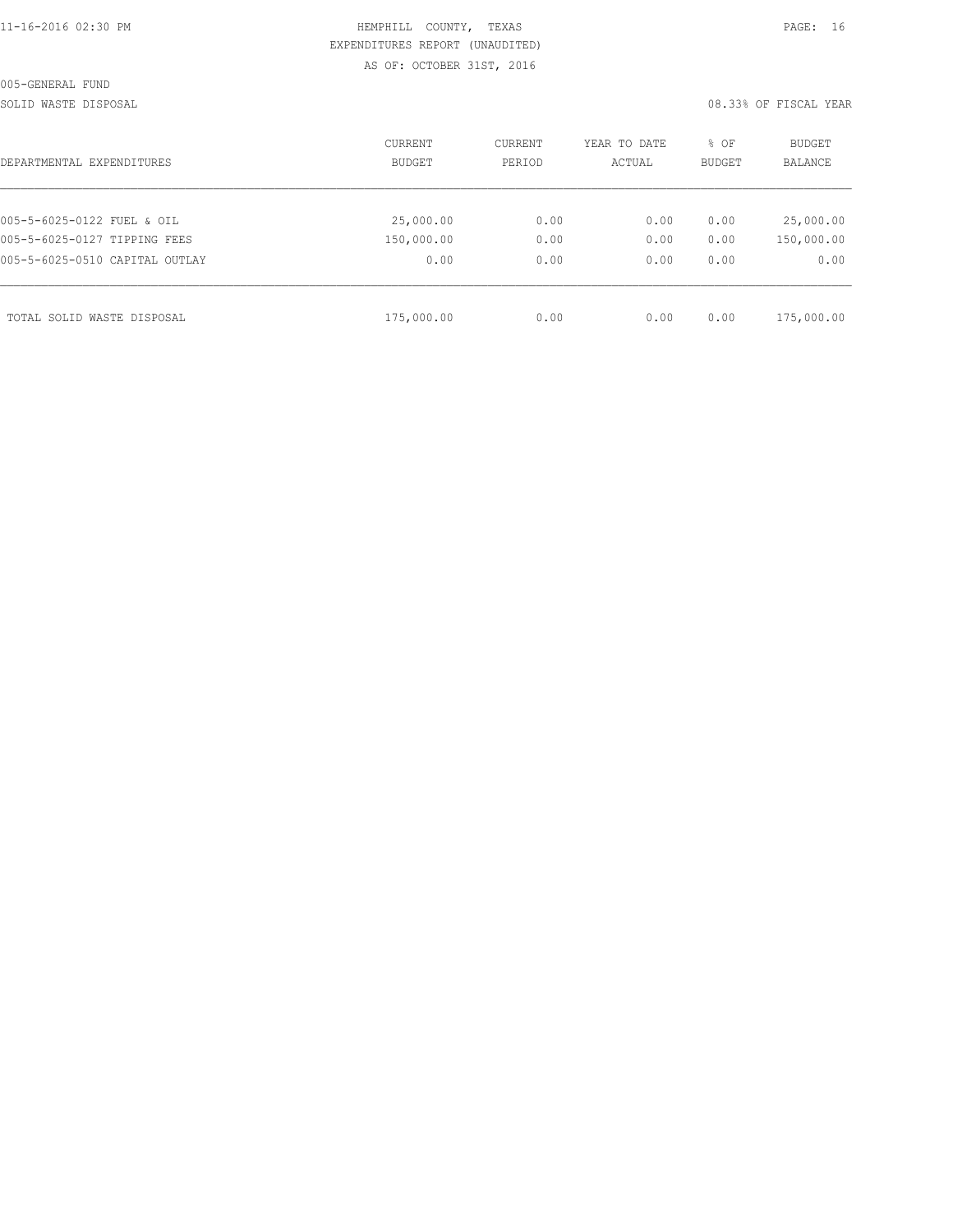HEMPHILL COUNTY, TEXAS
EXPENDITURES REPORT (UNAUDITED)
AS OF: OCTOBER 31ST, 2016

005-GENERAL FUND

SOLID WASTE DISPOSAL

08.33% OF FISCAL YEAR

| DEPARTMENTAL EXPENDITURES | CURRENT BUDGET | CURRENT PERIOD | YEAR TO DATE ACTUAL | % OF BUDGET | BUDGET BALANCE |
|---|---|---|---|---|---|
| 005-5-6025-0122 FUEL & OIL | 25,000.00 | 0.00 | 0.00 | 0.00 | 25,000.00 |
| 005-5-6025-0127 TIPPING FEES | 150,000.00 | 0.00 | 0.00 | 0.00 | 150,000.00 |
| 005-5-6025-0510 CAPITAL OUTLAY | 0.00 | 0.00 | 0.00 | 0.00 | 0.00 |
| TOTAL SOLID WASTE DISPOSAL | 175,000.00 | 0.00 | 0.00 | 0.00 | 175,000.00 |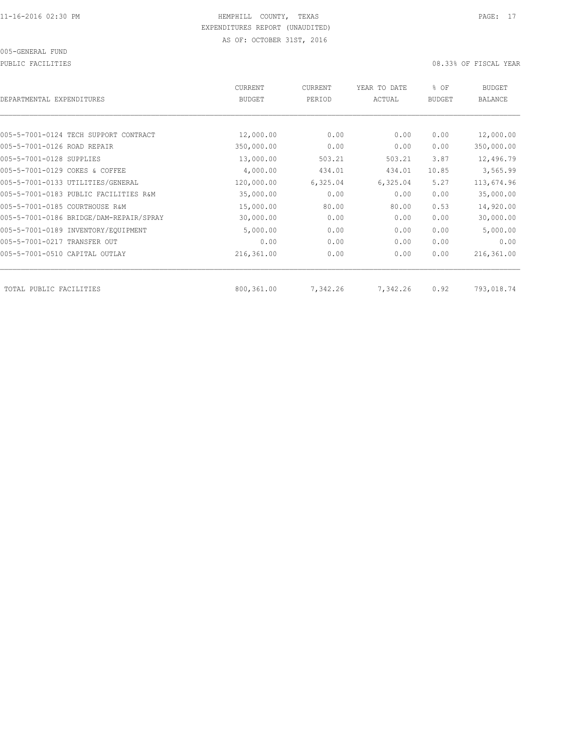HEMPHILL COUNTY, TEXAS
EXPENDITURES REPORT (UNAUDITED)
AS OF: OCTOBER 31ST, 2016

005-GENERAL FUND

PUBLIC FACILITIES

08.33% OF FISCAL YEAR

| DEPARTMENTAL EXPENDITURES | CURRENT BUDGET | CURRENT PERIOD | YEAR TO DATE ACTUAL | % OF BUDGET | BUDGET BALANCE |
|---|---|---|---|---|---|
| 005-5-7001-0124 TECH SUPPORT CONTRACT | 12,000.00 | 0.00 | 0.00 | 0.00 | 12,000.00 |
| 005-5-7001-0126 ROAD REPAIR | 350,000.00 | 0.00 | 0.00 | 0.00 | 350,000.00 |
| 005-5-7001-0128 SUPPLIES | 13,000.00 | 503.21 | 503.21 | 3.87 | 12,496.79 |
| 005-5-7001-0129 COKES & COFFEE | 4,000.00 | 434.01 | 434.01 | 10.85 | 3,565.99 |
| 005-5-7001-0133 UTILITIES/GENERAL | 120,000.00 | 6,325.04 | 6,325.04 | 5.27 | 113,674.96 |
| 005-5-7001-0183 PUBLIC FACILITIES R&M | 35,000.00 | 0.00 | 0.00 | 0.00 | 35,000.00 |
| 005-5-7001-0185 COURTHOUSE R&M | 15,000.00 | 80.00 | 80.00 | 0.53 | 14,920.00 |
| 005-5-7001-0186 BRIDGE/DAM-REPAIR/SPRAY | 30,000.00 | 0.00 | 0.00 | 0.00 | 30,000.00 |
| 005-5-7001-0189 INVENTORY/EQUIPMENT | 5,000.00 | 0.00 | 0.00 | 0.00 | 5,000.00 |
| 005-5-7001-0217 TRANSFER OUT | 0.00 | 0.00 | 0.00 | 0.00 | 0.00 |
| 005-5-7001-0510 CAPITAL OUTLAY | 216,361.00 | 0.00 | 0.00 | 0.00 | 216,361.00 |
| TOTAL PUBLIC FACILITIES | 800,361.00 | 7,342.26 | 7,342.26 | 0.92 | 793,018.74 |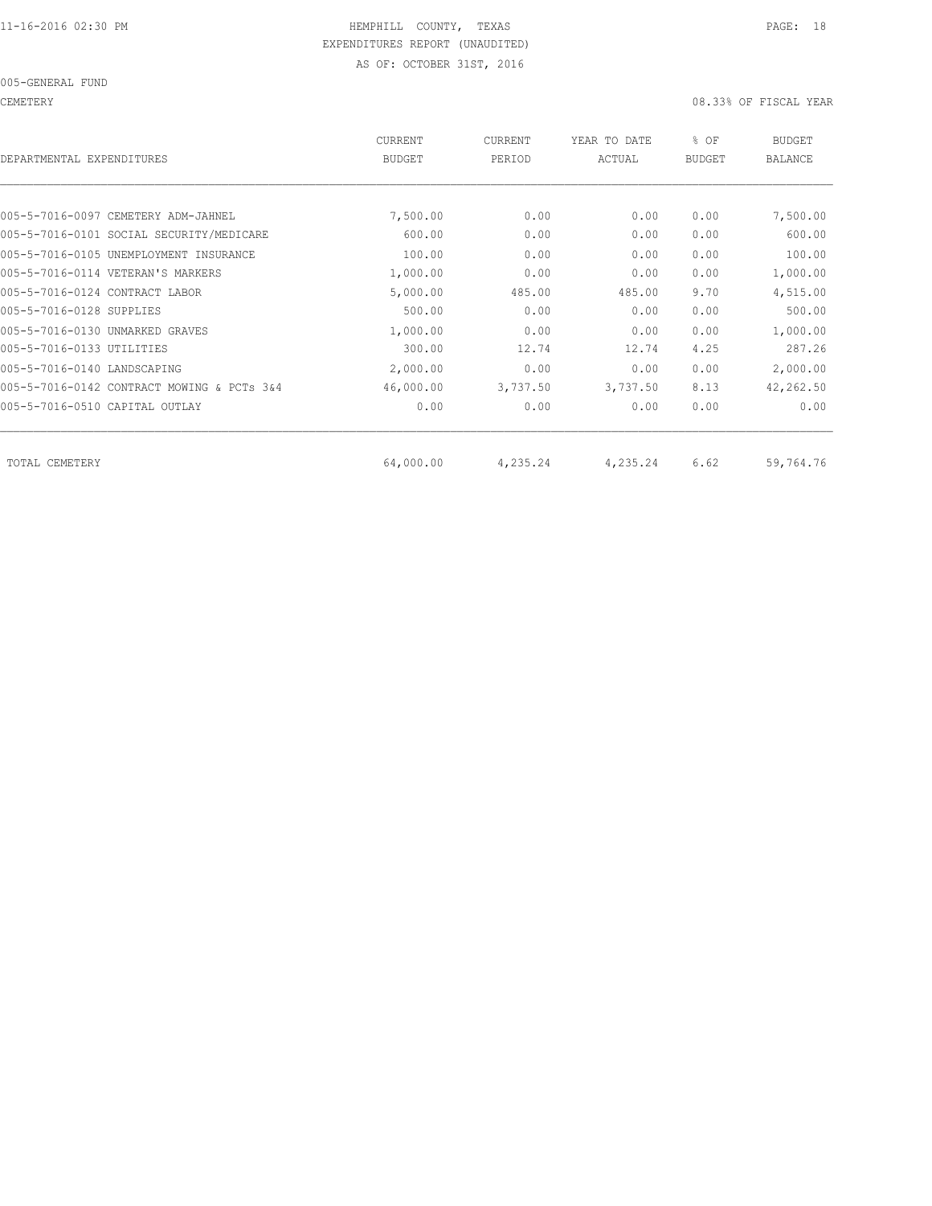HEMPHILL COUNTY, TEXAS

EXPENDITURES REPORT (UNAUDITED)

AS OF: OCTOBER 31ST, 2016

005-GENERAL FUND

CEMETERY

08.33% OF FISCAL YEAR

| DEPARTMENTAL EXPENDITURES | CURRENT BUDGET | CURRENT PERIOD | YEAR TO DATE ACTUAL | % OF BUDGET | BUDGET BALANCE |
|---|---|---|---|---|---|
| 005-5-7016-0097 CEMETERY ADM-JAHNEL | 7,500.00 | 0.00 | 0.00 | 0.00 | 7,500.00 |
| 005-5-7016-0101 SOCIAL SECURITY/MEDICARE | 600.00 | 0.00 | 0.00 | 0.00 | 600.00 |
| 005-5-7016-0105 UNEMPLOYMENT INSURANCE | 100.00 | 0.00 | 0.00 | 0.00 | 100.00 |
| 005-5-7016-0114 VETERAN'S MARKERS | 1,000.00 | 0.00 | 0.00 | 0.00 | 1,000.00 |
| 005-5-7016-0124 CONTRACT LABOR | 5,000.00 | 485.00 | 485.00 | 9.70 | 4,515.00 |
| 005-5-7016-0128 SUPPLIES | 500.00 | 0.00 | 0.00 | 0.00 | 500.00 |
| 005-5-7016-0130 UNMARKED GRAVES | 1,000.00 | 0.00 | 0.00 | 0.00 | 1,000.00 |
| 005-5-7016-0133 UTILITIES | 300.00 | 12.74 | 12.74 | 4.25 | 287.26 |
| 005-5-7016-0140 LANDSCAPING | 2,000.00 | 0.00 | 0.00 | 0.00 | 2,000.00 |
| 005-5-7016-0142 CONTRACT MOWING & PCTs 3&4 | 46,000.00 | 3,737.50 | 3,737.50 | 8.13 | 42,262.50 |
| 005-5-7016-0510 CAPITAL OUTLAY | 0.00 | 0.00 | 0.00 | 0.00 | 0.00 |
| TOTAL CEMETERY | 64,000.00 | 4,235.24 | 4,235.24 | 6.62 | 59,764.76 |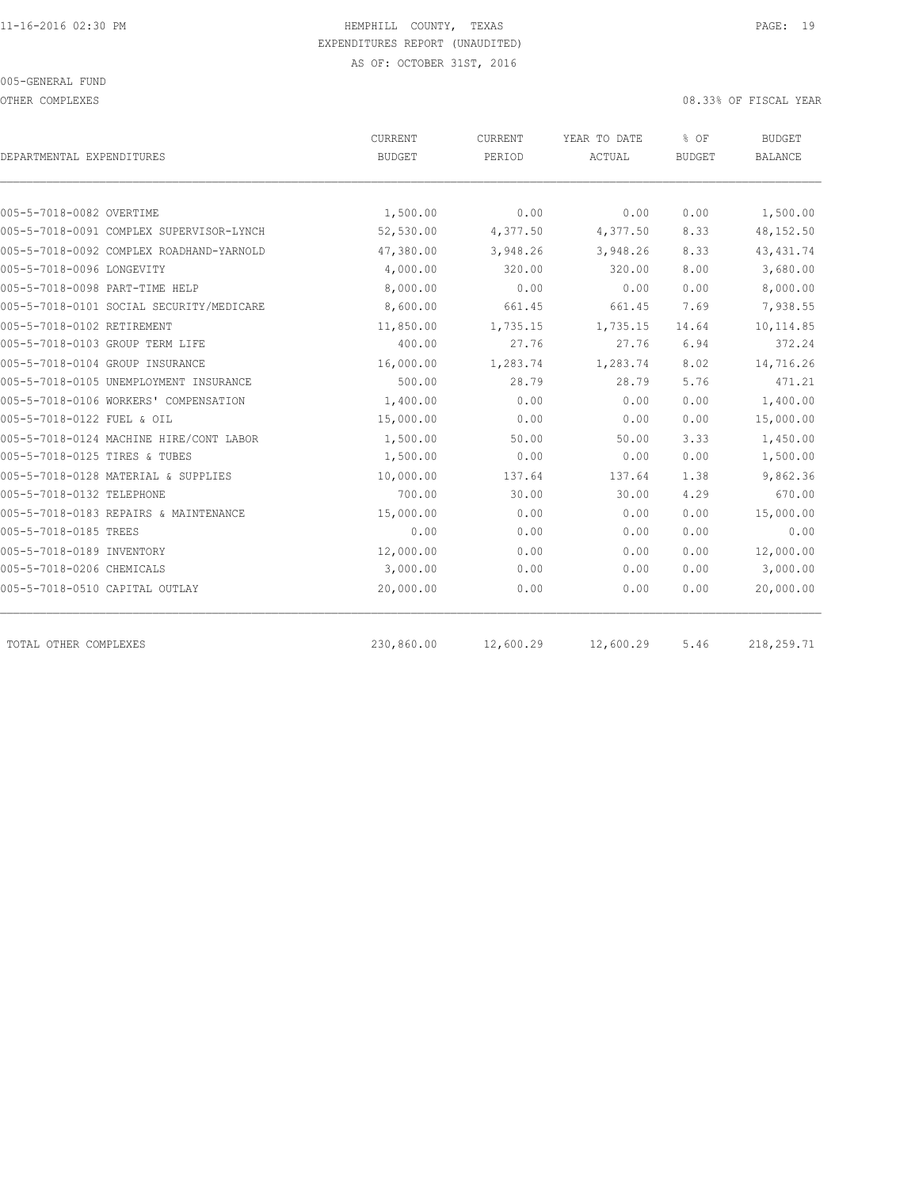HEMPHILL COUNTY, TEXAS
EXPENDITURES REPORT (UNAUDITED)
AS OF: OCTOBER 31ST, 2016

005-GENERAL FUND

OTHER COMPLEXES

08.33% OF FISCAL YEAR

| DEPARTMENTAL EXPENDITURES | CURRENT BUDGET | CURRENT PERIOD | YEAR TO DATE ACTUAL | % OF BUDGET | BUDGET BALANCE |
|---|---|---|---|---|---|
| 005-5-7018-0082 OVERTIME | 1,500.00 | 0.00 | 0.00 | 0.00 | 1,500.00 |
| 005-5-7018-0091 COMPLEX SUPERVISOR-LYNCH | 52,530.00 | 4,377.50 | 4,377.50 | 8.33 | 48,152.50 |
| 005-5-7018-0092 COMPLEX ROADHAND-YARNOLD | 47,380.00 | 3,948.26 | 3,948.26 | 8.33 | 43,431.74 |
| 005-5-7018-0096 LONGEVITY | 4,000.00 | 320.00 | 320.00 | 8.00 | 3,680.00 |
| 005-5-7018-0098 PART-TIME HELP | 8,000.00 | 0.00 | 0.00 | 0.00 | 8,000.00 |
| 005-5-7018-0101 SOCIAL SECURITY/MEDICARE | 8,600.00 | 661.45 | 661.45 | 7.69 | 7,938.55 |
| 005-5-7018-0102 RETIREMENT | 11,850.00 | 1,735.15 | 1,735.15 | 14.64 | 10,114.85 |
| 005-5-7018-0103 GROUP TERM LIFE | 400.00 | 27.76 | 27.76 | 6.94 | 372.24 |
| 005-5-7018-0104 GROUP INSURANCE | 16,000.00 | 1,283.74 | 1,283.74 | 8.02 | 14,716.26 |
| 005-5-7018-0105 UNEMPLOYMENT INSURANCE | 500.00 | 28.79 | 28.79 | 5.76 | 471.21 |
| 005-5-7018-0106 WORKERS' COMPENSATION | 1,400.00 | 0.00 | 0.00 | 0.00 | 1,400.00 |
| 005-5-7018-0122 FUEL & OIL | 15,000.00 | 0.00 | 0.00 | 0.00 | 15,000.00 |
| 005-5-7018-0124 MACHINE HIRE/CONT LABOR | 1,500.00 | 50.00 | 50.00 | 3.33 | 1,450.00 |
| 005-5-7018-0125 TIRES & TUBES | 1,500.00 | 0.00 | 0.00 | 0.00 | 1,500.00 |
| 005-5-7018-0128 MATERIAL & SUPPLIES | 10,000.00 | 137.64 | 137.64 | 1.38 | 9,862.36 |
| 005-5-7018-0132 TELEPHONE | 700.00 | 30.00 | 30.00 | 4.29 | 670.00 |
| 005-5-7018-0183 REPAIRS & MAINTENANCE | 15,000.00 | 0.00 | 0.00 | 0.00 | 15,000.00 |
| 005-5-7018-0185 TREES | 0.00 | 0.00 | 0.00 | 0.00 | 0.00 |
| 005-5-7018-0189 INVENTORY | 12,000.00 | 0.00 | 0.00 | 0.00 | 12,000.00 |
| 005-5-7018-0206 CHEMICALS | 3,000.00 | 0.00 | 0.00 | 0.00 | 3,000.00 |
| 005-5-7018-0510 CAPITAL OUTLAY | 20,000.00 | 0.00 | 0.00 | 0.00 | 20,000.00 |
| TOTAL OTHER COMPLEXES | 230,860.00 | 12,600.29 | 12,600.29 | 5.46 | 218,259.71 |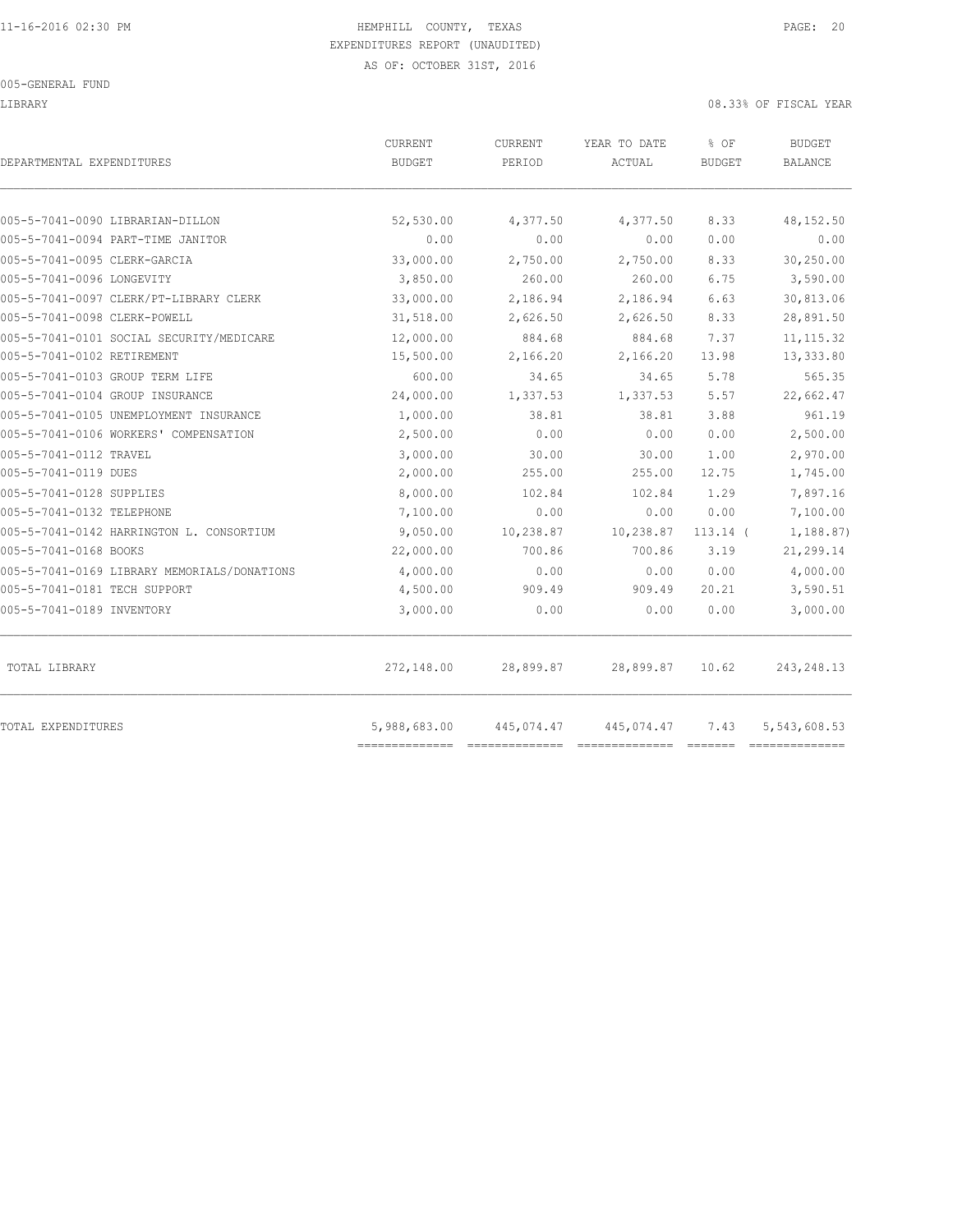HEMPHILL COUNTY, TEXAS
EXPENDITURES REPORT (UNAUDITED)
AS OF: OCTOBER 31ST, 2016

005-GENERAL FUND

LIBRARY — 08.33% OF FISCAL YEAR

| DEPARTMENTAL EXPENDITURES | CURRENT BUDGET | CURRENT PERIOD | YEAR TO DATE ACTUAL | % OF BUDGET | BUDGET BALANCE |
|---|---|---|---|---|---|
| 005-5-7041-0090 LIBRARIAN-DILLON | 52,530.00 | 4,377.50 | 4,377.50 | 8.33 | 48,152.50 |
| 005-5-7041-0094 PART-TIME JANITOR | 0.00 | 0.00 | 0.00 | 0.00 | 0.00 |
| 005-5-7041-0095 CLERK-GARCIA | 33,000.00 | 2,750.00 | 2,750.00 | 8.33 | 30,250.00 |
| 005-5-7041-0096 LONGEVITY | 3,850.00 | 260.00 | 260.00 | 6.75 | 3,590.00 |
| 005-5-7041-0097 CLERK/PT-LIBRARY CLERK | 33,000.00 | 2,186.94 | 2,186.94 | 6.63 | 30,813.06 |
| 005-5-7041-0098 CLERK-POWELL | 31,518.00 | 2,626.50 | 2,626.50 | 8.33 | 28,891.50 |
| 005-5-7041-0101 SOCIAL SECURITY/MEDICARE | 12,000.00 | 884.68 | 884.68 | 7.37 | 11,115.32 |
| 005-5-7041-0102 RETIREMENT | 15,500.00 | 2,166.20 | 2,166.20 | 13.98 | 13,333.80 |
| 005-5-7041-0103 GROUP TERM LIFE | 600.00 | 34.65 | 34.65 | 5.78 | 565.35 |
| 005-5-7041-0104 GROUP INSURANCE | 24,000.00 | 1,337.53 | 1,337.53 | 5.57 | 22,662.47 |
| 005-5-7041-0105 UNEMPLOYMENT INSURANCE | 1,000.00 | 38.81 | 38.81 | 3.88 | 961.19 |
| 005-5-7041-0106 WORKERS' COMPENSATION | 2,500.00 | 0.00 | 0.00 | 0.00 | 2,500.00 |
| 005-5-7041-0112 TRAVEL | 3,000.00 | 30.00 | 30.00 | 1.00 | 2,970.00 |
| 005-5-7041-0119 DUES | 2,000.00 | 255.00 | 255.00 | 12.75 | 1,745.00 |
| 005-5-7041-0128 SUPPLIES | 8,000.00 | 102.84 | 102.84 | 1.29 | 7,897.16 |
| 005-5-7041-0132 TELEPHONE | 7,100.00 | 0.00 | 0.00 | 0.00 | 7,100.00 |
| 005-5-7041-0142 HARRINGTON L. CONSORTIUM | 9,050.00 | 10,238.87 | 10,238.87 | 113.14 ( | 1,188.87) |
| 005-5-7041-0168 BOOKS | 22,000.00 | 700.86 | 700.86 | 3.19 | 21,299.14 |
| 005-5-7041-0169 LIBRARY MEMORIALS/DONATIONS | 4,000.00 | 0.00 | 0.00 | 0.00 | 4,000.00 |
| 005-5-7041-0181 TECH SUPPORT | 4,500.00 | 909.49 | 909.49 | 20.21 | 3,590.51 |
| 005-5-7041-0189 INVENTORY | 3,000.00 | 0.00 | 0.00 | 0.00 | 3,000.00 |
| TOTAL LIBRARY | 272,148.00 | 28,899.87 | 28,899.87 | 10.62 | 243,248.13 |
| TOTAL EXPENDITURES | 5,988,683.00 | 445,074.47 | 445,074.47 | 7.43 | 5,543,608.53 |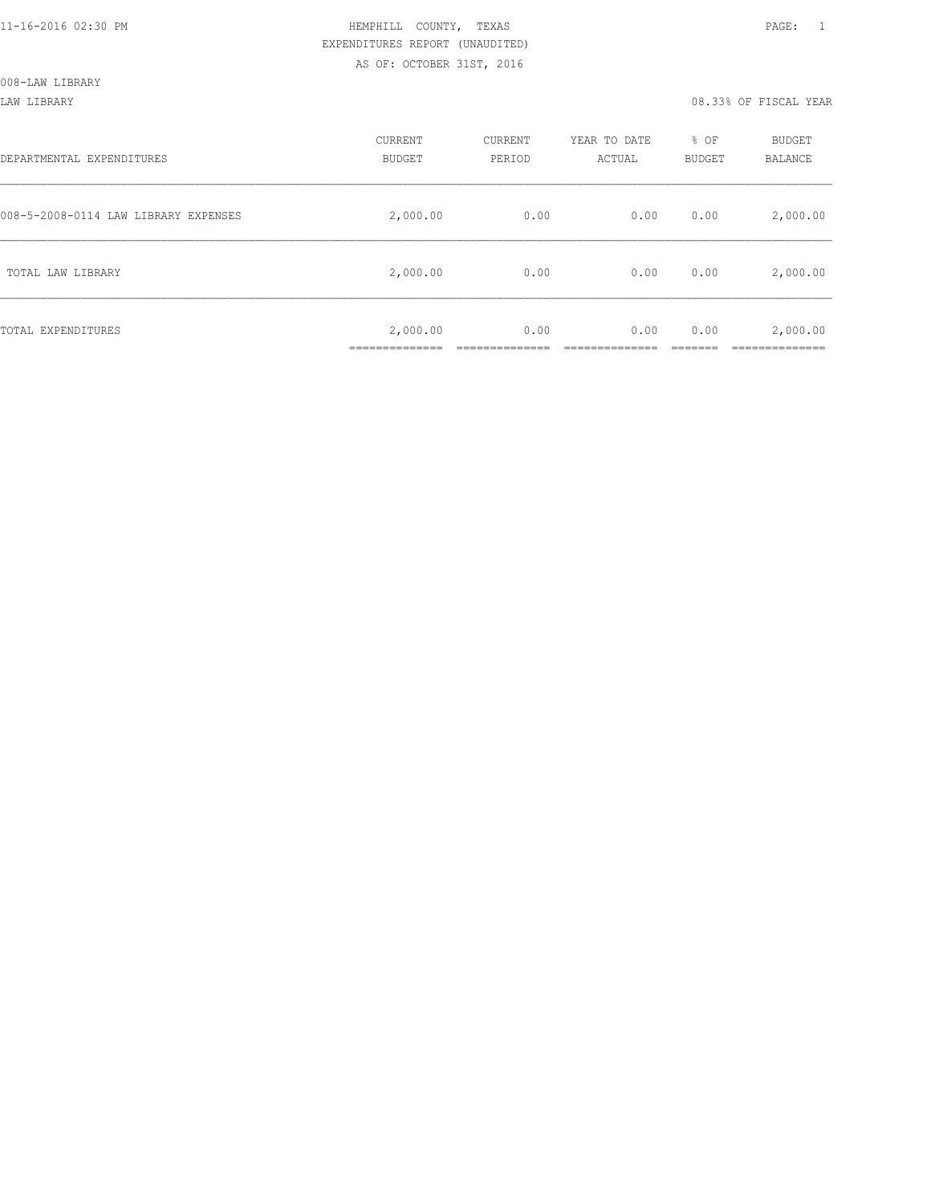HEMPHILL COUNTY, TEXAS
EXPENDITURES REPORT (UNAUDITED)
AS OF: OCTOBER 31ST, 2016

008-LAW LIBRARY

LAW LIBRARY — 08.33% OF FISCAL YEAR

| DEPARTMENTAL EXPENDITURES | CURRENT BUDGET | CURRENT PERIOD | YEAR TO DATE ACTUAL | % OF BUDGET | BUDGET BALANCE |
|---|---|---|---|---|---|
| 008-5-2008-0114 LAW LIBRARY EXPENSES | 2,000.00 | 0.00 | 0.00 | 0.00 | 2,000.00 |
| TOTAL LAW LIBRARY | 2,000.00 | 0.00 | 0.00 | 0.00 | 2,000.00 |
| TOTAL EXPENDITURES | 2,000.00 | 0.00 | 0.00 | 0.00 | 2,000.00 |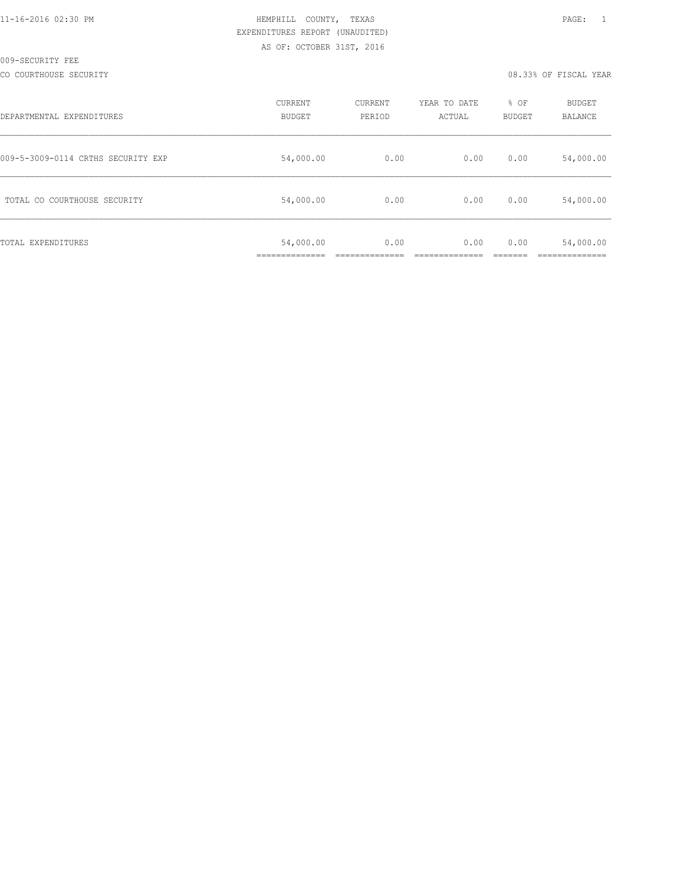11-16-2016 02:30 PM

HEMPHILL COUNTY, TEXAS
EXPENDITURES REPORT (UNAUDITED)
AS OF: OCTOBER 31ST, 2016

009-SECURITY FEE

CO COURTHOUSE SECURITY

08.33% OF FISCAL YEAR

| DEPARTMENTAL EXPENDITURES | CURRENT BUDGET | CURRENT PERIOD | YEAR TO DATE ACTUAL | % OF BUDGET | BUDGET BALANCE |
|---|---|---|---|---|---|
| 009-5-3009-0114 CRTHS SECURITY EXP | 54,000.00 | 0.00 | 0.00 | 0.00 | 54,000.00 |
| TOTAL CO COURTHOUSE SECURITY | 54,000.00 | 0.00 | 0.00 | 0.00 | 54,000.00 |
| TOTAL EXPENDITURES | 54,000.00 | 0.00 | 0.00 | 0.00 | 54,000.00 |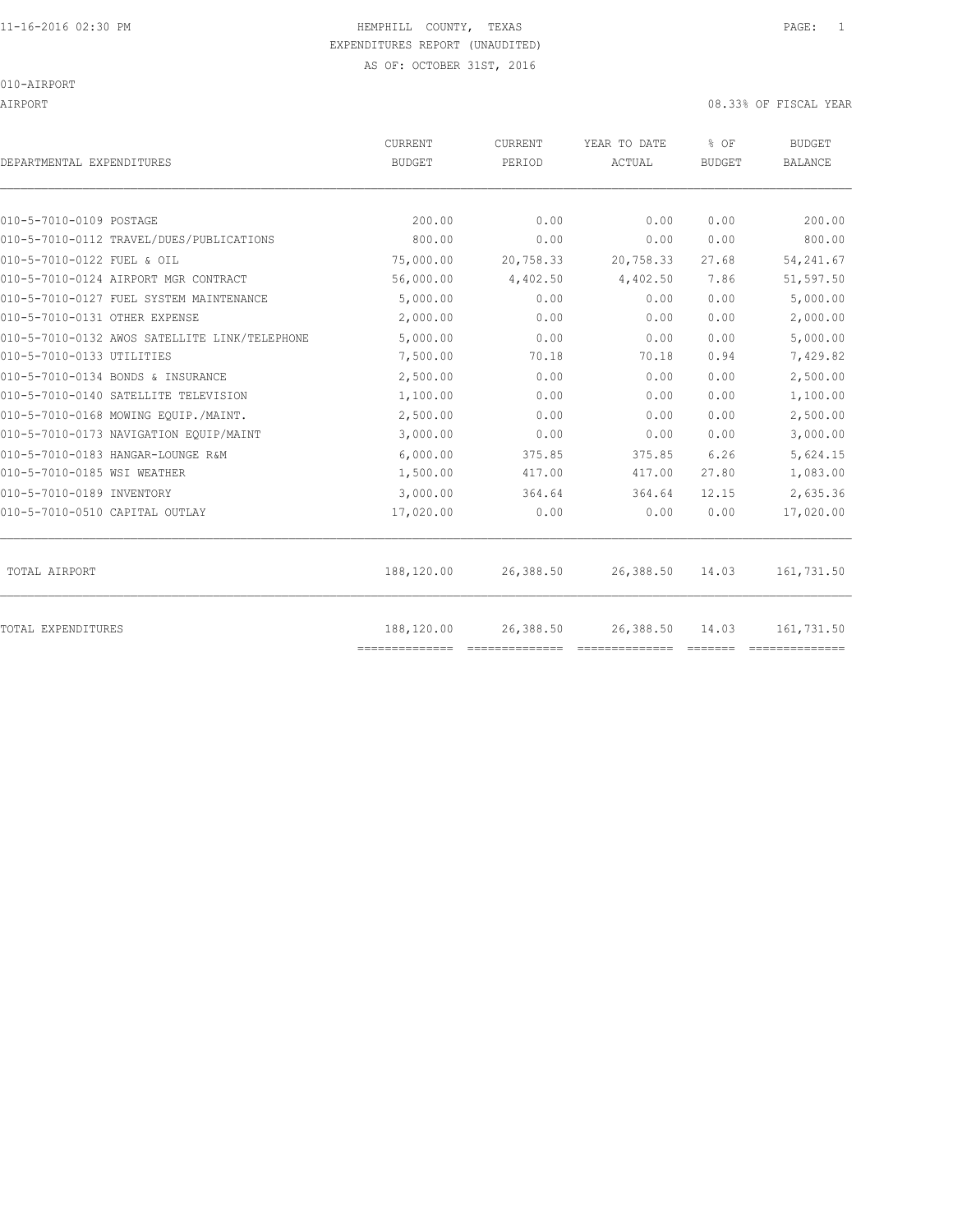HEMPHILL COUNTY, TEXAS

EXPENDITURES REPORT (UNAUDITED)

AS OF: OCTOBER 31ST, 2016

010-AIRPORT

AIRPORT 08.33% OF FISCAL YEAR

| DEPARTMENTAL EXPENDITURES | CURRENT BUDGET | CURRENT PERIOD | YEAR TO DATE ACTUAL | % OF BUDGET | BUDGET BALANCE |
|---|---|---|---|---|---|
| 010-5-7010-0109 POSTAGE | 200.00 | 0.00 | 0.00 | 0.00 | 200.00 |
| 010-5-7010-0112 TRAVEL/DUES/PUBLICATIONS | 800.00 | 0.00 | 0.00 | 0.00 | 800.00 |
| 010-5-7010-0122 FUEL & OIL | 75,000.00 | 20,758.33 | 20,758.33 | 27.68 | 54,241.67 |
| 010-5-7010-0124 AIRPORT MGR CONTRACT | 56,000.00 | 4,402.50 | 4,402.50 | 7.86 | 51,597.50 |
| 010-5-7010-0127 FUEL SYSTEM MAINTENANCE | 5,000.00 | 0.00 | 0.00 | 0.00 | 5,000.00 |
| 010-5-7010-0131 OTHER EXPENSE | 2,000.00 | 0.00 | 0.00 | 0.00 | 2,000.00 |
| 010-5-7010-0132 AWOS SATELLITE LINK/TELEPHONE | 5,000.00 | 0.00 | 0.00 | 0.00 | 5,000.00 |
| 010-5-7010-0133 UTILITIES | 7,500.00 | 70.18 | 70.18 | 0.94 | 7,429.82 |
| 010-5-7010-0134 BONDS & INSURANCE | 2,500.00 | 0.00 | 0.00 | 0.00 | 2,500.00 |
| 010-5-7010-0140 SATELLITE TELEVISION | 1,100.00 | 0.00 | 0.00 | 0.00 | 1,100.00 |
| 010-5-7010-0168 MOWING EQUIP./MAINT. | 2,500.00 | 0.00 | 0.00 | 0.00 | 2,500.00 |
| 010-5-7010-0173 NAVIGATION EQUIP/MAINT | 3,000.00 | 0.00 | 0.00 | 0.00 | 3,000.00 |
| 010-5-7010-0183 HANGAR-LOUNGE R&M | 6,000.00 | 375.85 | 375.85 | 6.26 | 5,624.15 |
| 010-5-7010-0185 WSI WEATHER | 1,500.00 | 417.00 | 417.00 | 27.80 | 1,083.00 |
| 010-5-7010-0189 INVENTORY | 3,000.00 | 364.64 | 364.64 | 12.15 | 2,635.36 |
| 010-5-7010-0510 CAPITAL OUTLAY | 17,020.00 | 0.00 | 0.00 | 0.00 | 17,020.00 |
| TOTAL AIRPORT | 188,120.00 | 26,388.50 | 26,388.50 | 14.03 | 161,731.50 |
| TOTAL EXPENDITURES | 188,120.00 | 26,388.50 | 26,388.50 | 14.03 | 161,731.50 |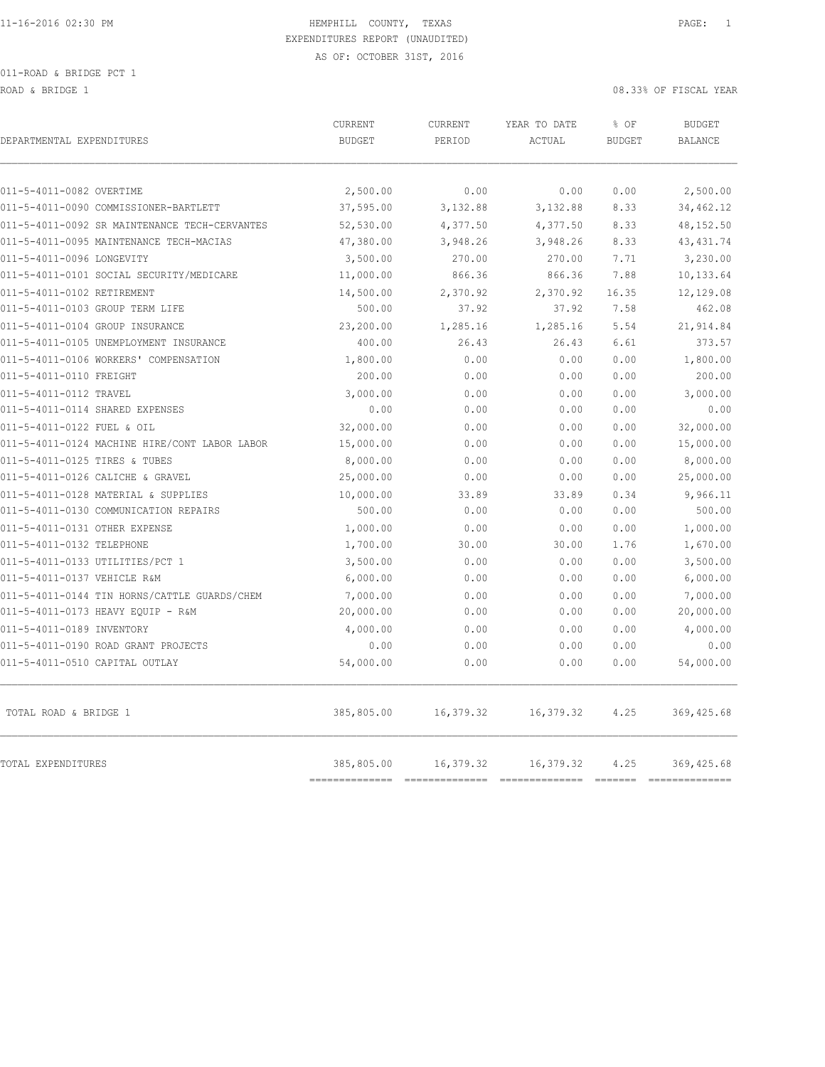# HEMPHILL COUNTY, TEXAS

## EXPENDITURES REPORT (UNAUDITED)

AS OF: OCTOBER 31ST, 2016

011-ROAD & BRIDGE PCT 1

ROAD & BRIDGE 1 — 08.33% OF FISCAL YEAR

| DEPARTMENTAL EXPENDITURES | CURRENT BUDGET | CURRENT PERIOD | YEAR TO DATE ACTUAL | % OF BUDGET | BUDGET BALANCE |
|---|---|---|---|---|---|
| 011-5-4011-0082 OVERTIME | 2,500.00 | 0.00 | 0.00 | 0.00 | 2,500.00 |
| 011-5-4011-0090 COMMISSIONER-BARTLETT | 37,595.00 | 3,132.88 | 3,132.88 | 8.33 | 34,462.12 |
| 011-5-4011-0092 SR MAINTENANCE TECH-CERVANTES | 52,530.00 | 4,377.50 | 4,377.50 | 8.33 | 48,152.50 |
| 011-5-4011-0095 MAINTENANCE TECH-MACIAS | 47,380.00 | 3,948.26 | 3,948.26 | 8.33 | 43,431.74 |
| 011-5-4011-0096 LONGEVITY | 3,500.00 | 270.00 | 270.00 | 7.71 | 3,230.00 |
| 011-5-4011-0101 SOCIAL SECURITY/MEDICARE | 11,000.00 | 866.36 | 866.36 | 7.88 | 10,133.64 |
| 011-5-4011-0102 RETIREMENT | 14,500.00 | 2,370.92 | 2,370.92 | 16.35 | 12,129.08 |
| 011-5-4011-0103 GROUP TERM LIFE | 500.00 | 37.92 | 37.92 | 7.58 | 462.08 |
| 011-5-4011-0104 GROUP INSURANCE | 23,200.00 | 1,285.16 | 1,285.16 | 5.54 | 21,914.84 |
| 011-5-4011-0105 UNEMPLOYMENT INSURANCE | 400.00 | 26.43 | 26.43 | 6.61 | 373.57 |
| 011-5-4011-0106 WORKERS' COMPENSATION | 1,800.00 | 0.00 | 0.00 | 0.00 | 1,800.00 |
| 011-5-4011-0110 FREIGHT | 200.00 | 0.00 | 0.00 | 0.00 | 200.00 |
| 011-5-4011-0112 TRAVEL | 3,000.00 | 0.00 | 0.00 | 0.00 | 3,000.00 |
| 011-5-4011-0114 SHARED EXPENSES | 0.00 | 0.00 | 0.00 | 0.00 | 0.00 |
| 011-5-4011-0122 FUEL & OIL | 32,000.00 | 0.00 | 0.00 | 0.00 | 32,000.00 |
| 011-5-4011-0124 MACHINE HIRE/CONT LABOR LABOR | 15,000.00 | 0.00 | 0.00 | 0.00 | 15,000.00 |
| 011-5-4011-0125 TIRES & TUBES | 8,000.00 | 0.00 | 0.00 | 0.00 | 8,000.00 |
| 011-5-4011-0126 CALICHE & GRAVEL | 25,000.00 | 0.00 | 0.00 | 0.00 | 25,000.00 |
| 011-5-4011-0128 MATERIAL & SUPPLIES | 10,000.00 | 33.89 | 33.89 | 0.34 | 9,966.11 |
| 011-5-4011-0130 COMMUNICATION REPAIRS | 500.00 | 0.00 | 0.00 | 0.00 | 500.00 |
| 011-5-4011-0131 OTHER EXPENSE | 1,000.00 | 0.00 | 0.00 | 0.00 | 1,000.00 |
| 011-5-4011-0132 TELEPHONE | 1,700.00 | 30.00 | 30.00 | 1.76 | 1,670.00 |
| 011-5-4011-0133 UTILITIES/PCT 1 | 3,500.00 | 0.00 | 0.00 | 0.00 | 3,500.00 |
| 011-5-4011-0137 VEHICLE R&M | 6,000.00 | 0.00 | 0.00 | 0.00 | 6,000.00 |
| 011-5-4011-0144 TIN HORNS/CATTLE GUARDS/CHEM | 7,000.00 | 0.00 | 0.00 | 0.00 | 7,000.00 |
| 011-5-4011-0173 HEAVY EQUIP - R&M | 20,000.00 | 0.00 | 0.00 | 0.00 | 20,000.00 |
| 011-5-4011-0189 INVENTORY | 4,000.00 | 0.00 | 0.00 | 0.00 | 4,000.00 |
| 011-5-4011-0190 ROAD GRANT PROJECTS | 0.00 | 0.00 | 0.00 | 0.00 | 0.00 |
| 011-5-4011-0510 CAPITAL OUTLAY | 54,000.00 | 0.00 | 0.00 | 0.00 | 54,000.00 |
| TOTAL ROAD & BRIDGE 1 | 385,805.00 | 16,379.32 | 16,379.32 | 4.25 | 369,425.68 |
| TOTAL EXPENDITURES | 385,805.00 | 16,379.32 | 16,379.32 | 4.25 | 369,425.68 |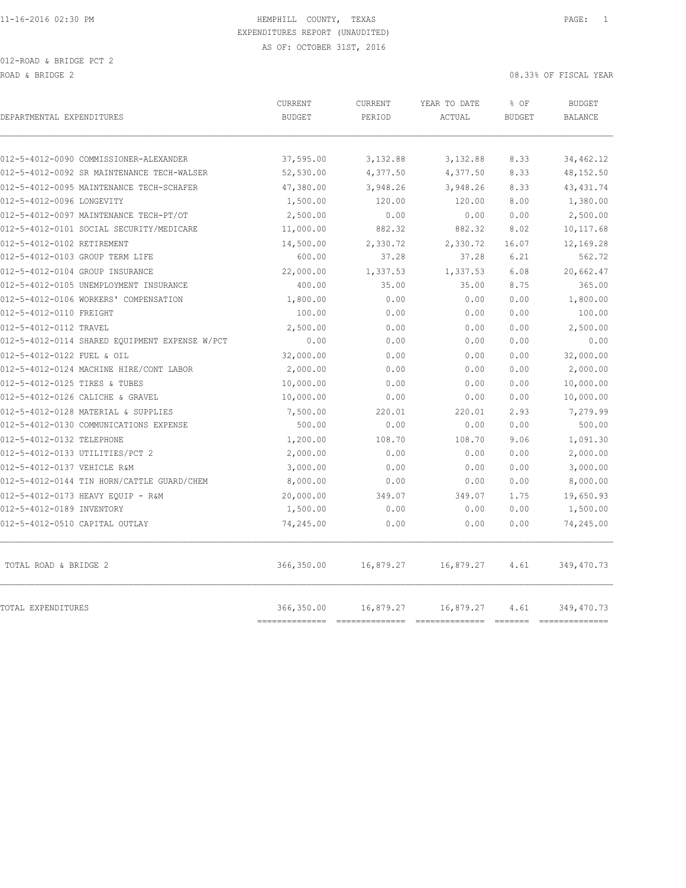HEMPHILL COUNTY, TEXAS
EXPENDITURES REPORT (UNAUDITED)
AS OF: OCTOBER 31ST, 2016

012-ROAD & BRIDGE PCT 2

ROAD & BRIDGE 2

08.33% OF FISCAL YEAR

| DEPARTMENTAL EXPENDITURES | CURRENT BUDGET | CURRENT PERIOD | YEAR TO DATE ACTUAL | % OF BUDGET | BUDGET BALANCE |
|---|---|---|---|---|---|
| 012-5-4012-0090 COMMISSIONER-ALEXANDER | 37,595.00 | 3,132.88 | 3,132.88 | 8.33 | 34,462.12 |
| 012-5-4012-0092 SR MAINTENANCE TECH-WALSER | 52,530.00 | 4,377.50 | 4,377.50 | 8.33 | 48,152.50 |
| 012-5-4012-0095 MAINTENANCE TECH-SCHAFER | 47,380.00 | 3,948.26 | 3,948.26 | 8.33 | 43,431.74 |
| 012-5-4012-0096 LONGEVITY | 1,500.00 | 120.00 | 120.00 | 8.00 | 1,380.00 |
| 012-5-4012-0097 MAINTENANCE TECH-PT/OT | 2,500.00 | 0.00 | 0.00 | 0.00 | 2,500.00 |
| 012-5-4012-0101 SOCIAL SECURITY/MEDICARE | 11,000.00 | 882.32 | 882.32 | 8.02 | 10,117.68 |
| 012-5-4012-0102 RETIREMENT | 14,500.00 | 2,330.72 | 2,330.72 | 16.07 | 12,169.28 |
| 012-5-4012-0103 GROUP TERM LIFE | 600.00 | 37.28 | 37.28 | 6.21 | 562.72 |
| 012-5-4012-0104 GROUP INSURANCE | 22,000.00 | 1,337.53 | 1,337.53 | 6.08 | 20,662.47 |
| 012-5-4012-0105 UNEMPLOYMENT INSURANCE | 400.00 | 35.00 | 35.00 | 8.75 | 365.00 |
| 012-5-4012-0106 WORKERS' COMPENSATION | 1,800.00 | 0.00 | 0.00 | 0.00 | 1,800.00 |
| 012-5-4012-0110 FREIGHT | 100.00 | 0.00 | 0.00 | 0.00 | 100.00 |
| 012-5-4012-0112 TRAVEL | 2,500.00 | 0.00 | 0.00 | 0.00 | 2,500.00 |
| 012-5-4012-0114 SHARED EQUIPMENT EXPENSE W/PCT | 0.00 | 0.00 | 0.00 | 0.00 | 0.00 |
| 012-5-4012-0122 FUEL & OIL | 32,000.00 | 0.00 | 0.00 | 0.00 | 32,000.00 |
| 012-5-4012-0124 MACHINE HIRE/CONT LABOR | 2,000.00 | 0.00 | 0.00 | 0.00 | 2,000.00 |
| 012-5-4012-0125 TIRES & TUBES | 10,000.00 | 0.00 | 0.00 | 0.00 | 10,000.00 |
| 012-5-4012-0126 CALICHE & GRAVEL | 10,000.00 | 0.00 | 0.00 | 0.00 | 10,000.00 |
| 012-5-4012-0128 MATERIAL & SUPPLIES | 7,500.00 | 220.01 | 220.01 | 2.93 | 7,279.99 |
| 012-5-4012-0130 COMMUNICATIONS EXPENSE | 500.00 | 0.00 | 0.00 | 0.00 | 500.00 |
| 012-5-4012-0132 TELEPHONE | 1,200.00 | 108.70 | 108.70 | 9.06 | 1,091.30 |
| 012-5-4012-0133 UTILITIES/PCT 2 | 2,000.00 | 0.00 | 0.00 | 0.00 | 2,000.00 |
| 012-5-4012-0137 VEHICLE R&M | 3,000.00 | 0.00 | 0.00 | 0.00 | 3,000.00 |
| 012-5-4012-0144 TIN HORN/CATTLE GUARD/CHEM | 8,000.00 | 0.00 | 0.00 | 0.00 | 8,000.00 |
| 012-5-4012-0173 HEAVY EQUIP - R&M | 20,000.00 | 349.07 | 349.07 | 1.75 | 19,650.93 |
| 012-5-4012-0189 INVENTORY | 1,500.00 | 0.00 | 0.00 | 0.00 | 1,500.00 |
| 012-5-4012-0510 CAPITAL OUTLAY | 74,245.00 | 0.00 | 0.00 | 0.00 | 74,245.00 |
| TOTAL ROAD & BRIDGE 2 | 366,350.00 | 16,879.27 | 16,879.27 | 4.61 | 349,470.73 |
| TOTAL EXPENDITURES | 366,350.00 | 16,879.27 | 16,879.27 | 4.61 | 349,470.73 |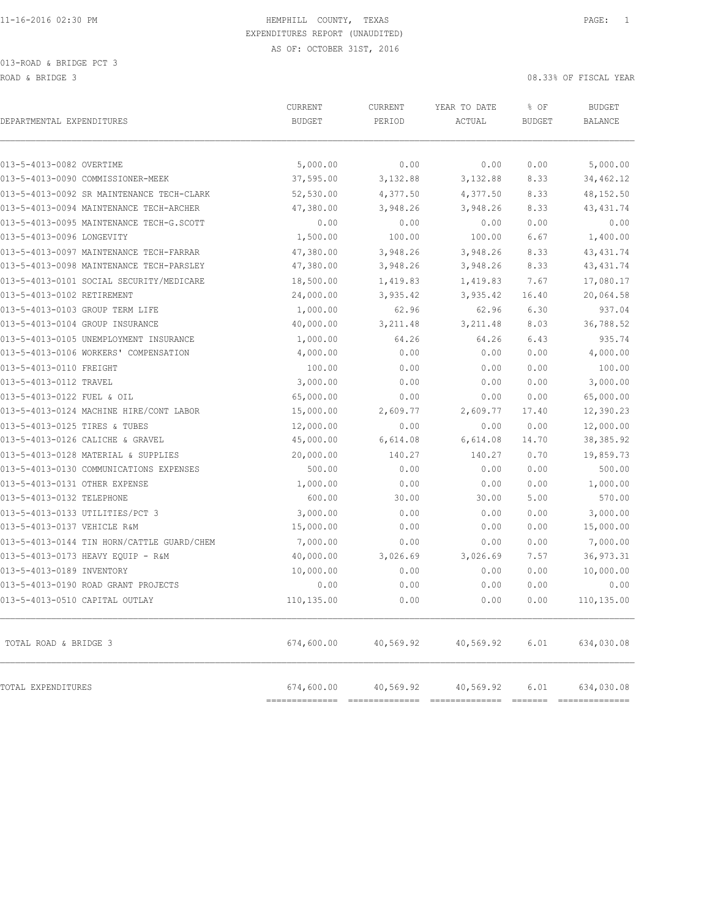11-16-2016 02:30 PM HEMPHILL COUNTY, TEXAS

EXPENDITURES REPORT (UNAUDITED)

AS OF: OCTOBER 31ST, 2016

013-ROAD & BRIDGE PCT 3

ROAD & BRIDGE 3 08.33% OF FISCAL YEAR

| DEPARTMENTAL EXPENDITURES | CURRENT BUDGET | CURRENT PERIOD | YEAR TO DATE ACTUAL | % OF BUDGET | BUDGET BALANCE |
|---|---|---|---|---|---|
| 013-5-4013-0082 OVERTIME | 5,000.00 | 0.00 | 0.00 | 0.00 | 5,000.00 |
| 013-5-4013-0090 COMMISSIONER-MEEK | 37,595.00 | 3,132.88 | 3,132.88 | 8.33 | 34,462.12 |
| 013-5-4013-0092 SR MAINTENANCE TECH-CLARK | 52,530.00 | 4,377.50 | 4,377.50 | 8.33 | 48,152.50 |
| 013-5-4013-0094 MAINTENANCE TECH-ARCHER | 47,380.00 | 3,948.26 | 3,948.26 | 8.33 | 43,431.74 |
| 013-5-4013-0095 MAINTENANCE TECH-G.SCOTT | 0.00 | 0.00 | 0.00 | 0.00 | 0.00 |
| 013-5-4013-0096 LONGEVITY | 1,500.00 | 100.00 | 100.00 | 6.67 | 1,400.00 |
| 013-5-4013-0097 MAINTENANCE TECH-FARRAR | 47,380.00 | 3,948.26 | 3,948.26 | 8.33 | 43,431.74 |
| 013-5-4013-0098 MAINTENANCE TECH-PARSLEY | 47,380.00 | 3,948.26 | 3,948.26 | 8.33 | 43,431.74 |
| 013-5-4013-0101 SOCIAL SECURITY/MEDICARE | 18,500.00 | 1,419.83 | 1,419.83 | 7.67 | 17,080.17 |
| 013-5-4013-0102 RETIREMENT | 24,000.00 | 3,935.42 | 3,935.42 | 16.40 | 20,064.58 |
| 013-5-4013-0103 GROUP TERM LIFE | 1,000.00 | 62.96 | 62.96 | 6.30 | 937.04 |
| 013-5-4013-0104 GROUP INSURANCE | 40,000.00 | 3,211.48 | 3,211.48 | 8.03 | 36,788.52 |
| 013-5-4013-0105 UNEMPLOYMENT INSURANCE | 1,000.00 | 64.26 | 64.26 | 6.43 | 935.74 |
| 013-5-4013-0106 WORKERS' COMPENSATION | 4,000.00 | 0.00 | 0.00 | 0.00 | 4,000.00 |
| 013-5-4013-0110 FREIGHT | 100.00 | 0.00 | 0.00 | 0.00 | 100.00 |
| 013-5-4013-0112 TRAVEL | 3,000.00 | 0.00 | 0.00 | 0.00 | 3,000.00 |
| 013-5-4013-0122 FUEL & OIL | 65,000.00 | 0.00 | 0.00 | 0.00 | 65,000.00 |
| 013-5-4013-0124 MACHINE HIRE/CONT LABOR | 15,000.00 | 2,609.77 | 2,609.77 | 17.40 | 12,390.23 |
| 013-5-4013-0125 TIRES & TUBES | 12,000.00 | 0.00 | 0.00 | 0.00 | 12,000.00 |
| 013-5-4013-0126 CALICHE & GRAVEL | 45,000.00 | 6,614.08 | 6,614.08 | 14.70 | 38,385.92 |
| 013-5-4013-0128 MATERIAL & SUPPLIES | 20,000.00 | 140.27 | 140.27 | 0.70 | 19,859.73 |
| 013-5-4013-0130 COMMUNICATIONS EXPENSES | 500.00 | 0.00 | 0.00 | 0.00 | 500.00 |
| 013-5-4013-0131 OTHER EXPENSE | 1,000.00 | 0.00 | 0.00 | 0.00 | 1,000.00 |
| 013-5-4013-0132 TELEPHONE | 600.00 | 30.00 | 30.00 | 5.00 | 570.00 |
| 013-5-4013-0133 UTILITIES/PCT 3 | 3,000.00 | 0.00 | 0.00 | 0.00 | 3,000.00 |
| 013-5-4013-0137 VEHICLE R&M | 15,000.00 | 0.00 | 0.00 | 0.00 | 15,000.00 |
| 013-5-4013-0144 TIN HORN/CATTLE GUARD/CHEM | 7,000.00 | 0.00 | 0.00 | 0.00 | 7,000.00 |
| 013-5-4013-0173 HEAVY EQUIP - R&M | 40,000.00 | 3,026.69 | 3,026.69 | 7.57 | 36,973.31 |
| 013-5-4013-0189 INVENTORY | 10,000.00 | 0.00 | 0.00 | 0.00 | 10,000.00 |
| 013-5-4013-0190 ROAD GRANT PROJECTS | 0.00 | 0.00 | 0.00 | 0.00 | 0.00 |
| 013-5-4013-0510 CAPITAL OUTLAY | 110,135.00 | 0.00 | 0.00 | 0.00 | 110,135.00 |
| TOTAL ROAD & BRIDGE 3 | 674,600.00 | 40,569.92 | 40,569.92 | 6.01 | 634,030.08 |
| TOTAL EXPENDITURES | 674,600.00 | 40,569.92 | 40,569.92 | 6.01 | 634,030.08 |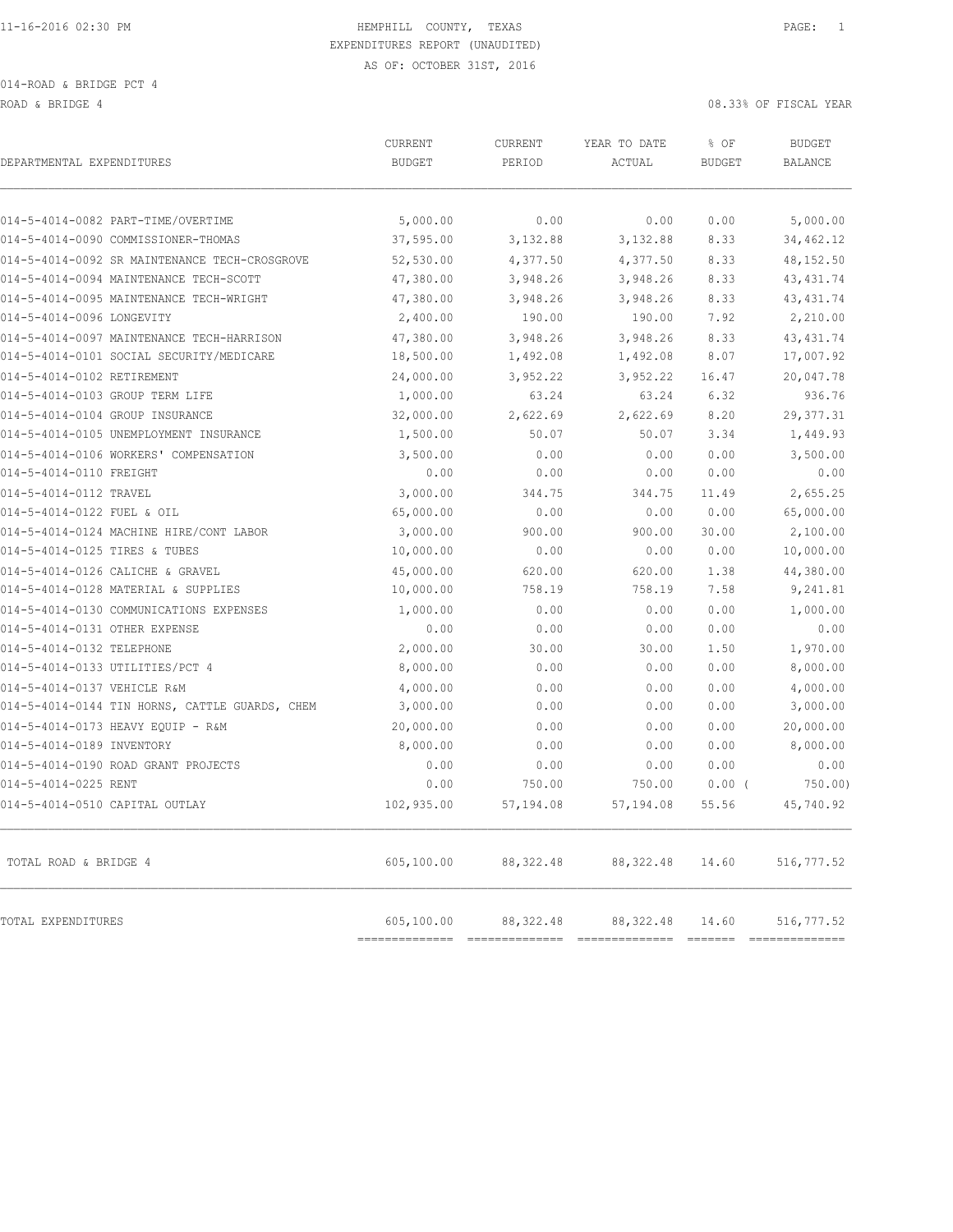HEMPHILL COUNTY, TEXAS

EXPENDITURES REPORT (UNAUDITED)

AS OF: OCTOBER 31ST, 2016

014-ROAD & BRIDGE PCT 4

ROAD & BRIDGE 4

08.33% OF FISCAL YEAR

| DEPARTMENTAL EXPENDITURES | CURRENT BUDGET | CURRENT PERIOD | YEAR TO DATE ACTUAL | % OF BUDGET | BUDGET BALANCE |
|---|---|---|---|---|---|
| 014-5-4014-0082 PART-TIME/OVERTIME | 5,000.00 | 0.00 | 0.00 | 0.00 | 5,000.00 |
| 014-5-4014-0090 COMMISSIONER-THOMAS | 37,595.00 | 3,132.88 | 3,132.88 | 8.33 | 34,462.12 |
| 014-5-4014-0092 SR MAINTENANCE TECH-CROSGROVE | 52,530.00 | 4,377.50 | 4,377.50 | 8.33 | 48,152.50 |
| 014-5-4014-0094 MAINTENANCE TECH-SCOTT | 47,380.00 | 3,948.26 | 3,948.26 | 8.33 | 43,431.74 |
| 014-5-4014-0095 MAINTENANCE TECH-WRIGHT | 47,380.00 | 3,948.26 | 3,948.26 | 8.33 | 43,431.74 |
| 014-5-4014-0096 LONGEVITY | 2,400.00 | 190.00 | 190.00 | 7.92 | 2,210.00 |
| 014-5-4014-0097 MAINTENANCE TECH-HARRISON | 47,380.00 | 3,948.26 | 3,948.26 | 8.33 | 43,431.74 |
| 014-5-4014-0101 SOCIAL SECURITY/MEDICARE | 18,500.00 | 1,492.08 | 1,492.08 | 8.07 | 17,007.92 |
| 014-5-4014-0102 RETIREMENT | 24,000.00 | 3,952.22 | 3,952.22 | 16.47 | 20,047.78 |
| 014-5-4014-0103 GROUP TERM LIFE | 1,000.00 | 63.24 | 63.24 | 6.32 | 936.76 |
| 014-5-4014-0104 GROUP INSURANCE | 32,000.00 | 2,622.69 | 2,622.69 | 8.20 | 29,377.31 |
| 014-5-4014-0105 UNEMPLOYMENT INSURANCE | 1,500.00 | 50.07 | 50.07 | 3.34 | 1,449.93 |
| 014-5-4014-0106 WORKERS' COMPENSATION | 3,500.00 | 0.00 | 0.00 | 0.00 | 3,500.00 |
| 014-5-4014-0110 FREIGHT | 0.00 | 0.00 | 0.00 | 0.00 | 0.00 |
| 014-5-4014-0112 TRAVEL | 3,000.00 | 344.75 | 344.75 | 11.49 | 2,655.25 |
| 014-5-4014-0122 FUEL & OIL | 65,000.00 | 0.00 | 0.00 | 0.00 | 65,000.00 |
| 014-5-4014-0124 MACHINE HIRE/CONT LABOR | 3,000.00 | 900.00 | 900.00 | 30.00 | 2,100.00 |
| 014-5-4014-0125 TIRES & TUBES | 10,000.00 | 0.00 | 0.00 | 0.00 | 10,000.00 |
| 014-5-4014-0126 CALICHE & GRAVEL | 45,000.00 | 620.00 | 620.00 | 1.38 | 44,380.00 |
| 014-5-4014-0128 MATERIAL & SUPPLIES | 10,000.00 | 758.19 | 758.19 | 7.58 | 9,241.81 |
| 014-5-4014-0130 COMMUNICATIONS EXPENSES | 1,000.00 | 0.00 | 0.00 | 0.00 | 1,000.00 |
| 014-5-4014-0131 OTHER EXPENSE | 0.00 | 0.00 | 0.00 | 0.00 | 0.00 |
| 014-5-4014-0132 TELEPHONE | 2,000.00 | 30.00 | 30.00 | 1.50 | 1,970.00 |
| 014-5-4014-0133 UTILITIES/PCT 4 | 8,000.00 | 0.00 | 0.00 | 0.00 | 8,000.00 |
| 014-5-4014-0137 VEHICLE R&M | 4,000.00 | 0.00 | 0.00 | 0.00 | 4,000.00 |
| 014-5-4014-0144 TIN HORNS, CATTLE GUARDS, CHEM | 3,000.00 | 0.00 | 0.00 | 0.00 | 3,000.00 |
| 014-5-4014-0173 HEAVY EQUIP - R&M | 20,000.00 | 0.00 | 0.00 | 0.00 | 20,000.00 |
| 014-5-4014-0189 INVENTORY | 8,000.00 | 0.00 | 0.00 | 0.00 | 8,000.00 |
| 014-5-4014-0190 ROAD GRANT PROJECTS | 0.00 | 0.00 | 0.00 | 0.00 | 0.00 |
| 014-5-4014-0225 RENT | 0.00 | 750.00 | 750.00 | 0.00 | ( 750.00) |
| 014-5-4014-0510 CAPITAL OUTLAY | 102,935.00 | 57,194.08 | 57,194.08 | 55.56 | 45,740.92 |
| TOTAL ROAD & BRIDGE 4 | 605,100.00 | 88,322.48 | 88,322.48 | 14.60 | 516,777.52 |
| TOTAL EXPENDITURES | 605,100.00 | 88,322.48 | 88,322.48 | 14.60 | 516,777.52 |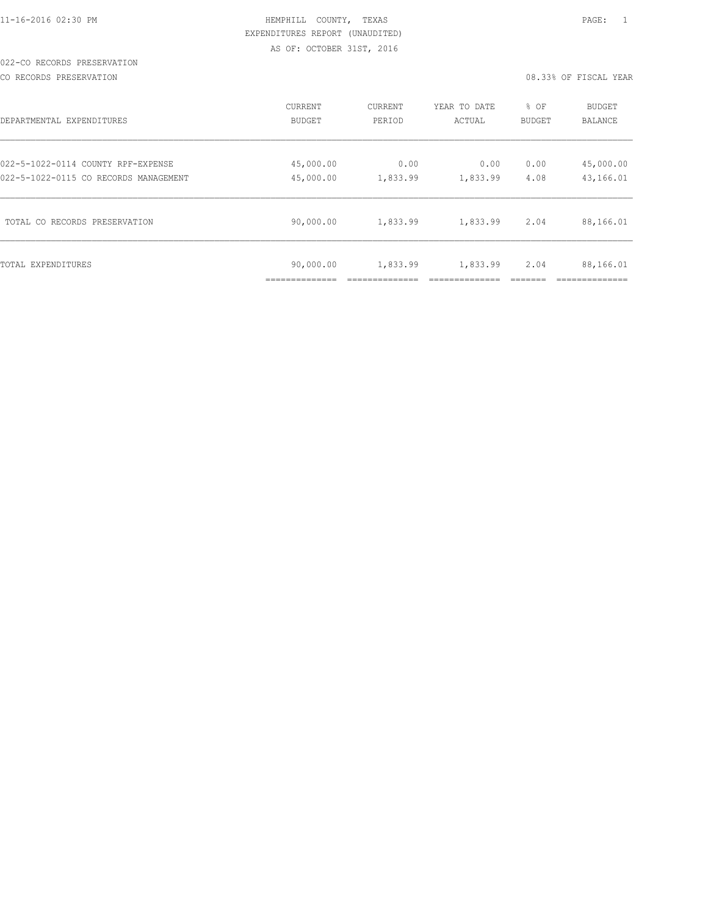HEMPHILL COUNTY, TEXAS

EXPENDITURES REPORT (UNAUDITED)

AS OF: OCTOBER 31ST, 2016

022-CO RECORDS PRESERVATION

CO RECORDS PRESERVATION — 08.33% OF FISCAL YEAR

| DEPARTMENTAL EXPENDITURES | CURRENT BUDGET | CURRENT PERIOD | YEAR TO DATE ACTUAL | % OF BUDGET | BUDGET BALANCE |
|---|---|---|---|---|---|
| 022-5-1022-0114 COUNTY RPF-EXPENSE | 45,000.00 | 0.00 | 0.00 | 0.00 | 45,000.00 |
| 022-5-1022-0115 CO RECORDS MANAGEMENT | 45,000.00 | 1,833.99 | 1,833.99 | 4.08 | 43,166.01 |
| TOTAL CO RECORDS PRESERVATION | 90,000.00 | 1,833.99 | 1,833.99 | 2.04 | 88,166.01 |
| TOTAL EXPENDITURES | 90,000.00 | 1,833.99 | 1,833.99 | 2.04 | 88,166.01 |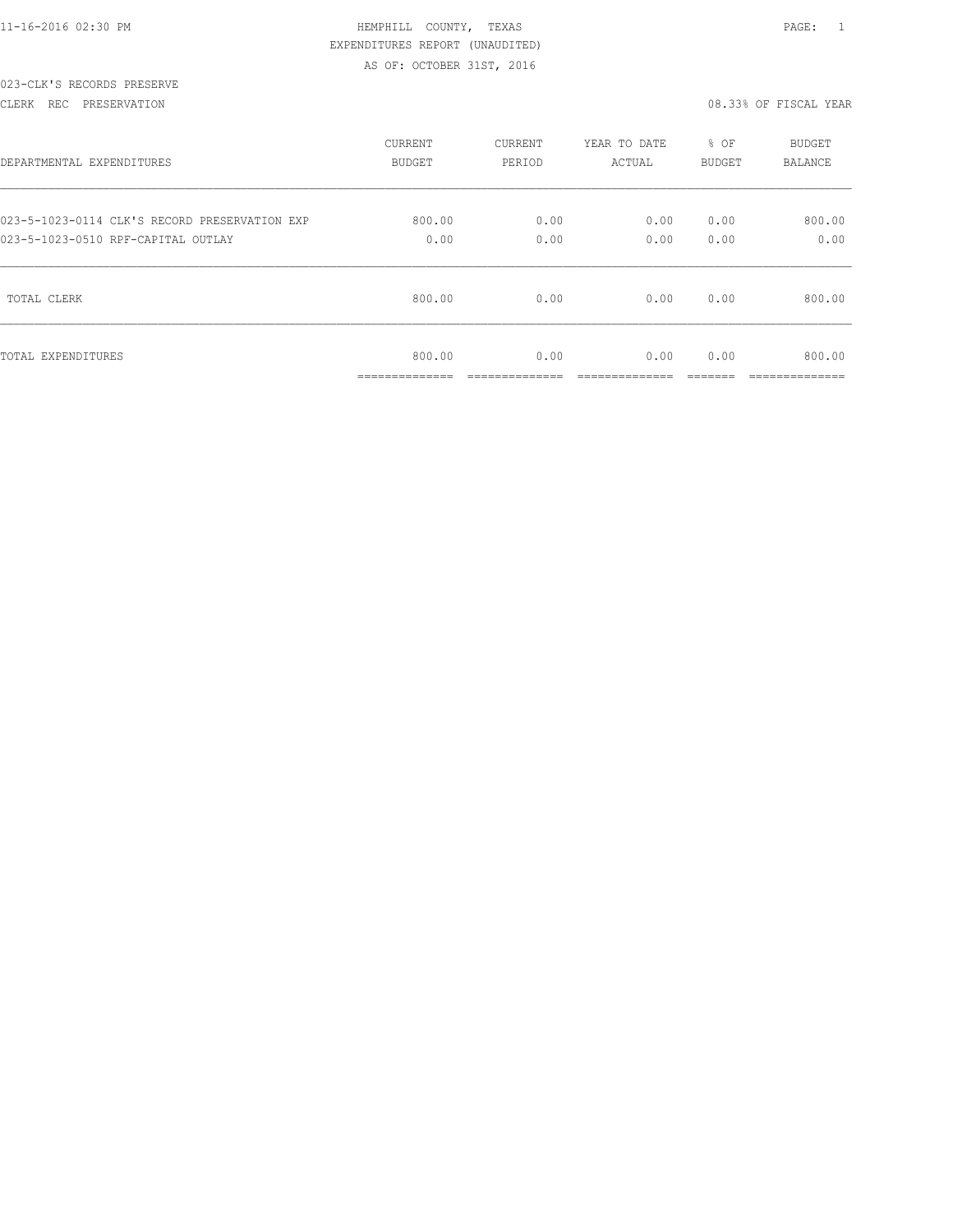11-16-2016 02:30 PM

HEMPHILL COUNTY, TEXAS

EXPENDITURES REPORT (UNAUDITED)

AS OF: OCTOBER 31ST, 2016

023-CLK'S RECORDS PRESERVE

CLERK REC PRESERVATION

08.33% OF FISCAL YEAR

| DEPARTMENTAL EXPENDITURES | CURRENT BUDGET | CURRENT PERIOD | YEAR TO DATE ACTUAL | % OF BUDGET | BUDGET BALANCE |
|---|---|---|---|---|---|
| 023-5-1023-0114 CLK'S RECORD PRESERVATION EXP | 800.00 | 0.00 | 0.00 | 0.00 | 800.00 |
| 023-5-1023-0510 RPF-CAPITAL OUTLAY | 0.00 | 0.00 | 0.00 | 0.00 | 0.00 |
| TOTAL CLERK | 800.00 | 0.00 | 0.00 | 0.00 | 800.00 |
| TOTAL EXPENDITURES | 800.00 | 0.00 | 0.00 | 0.00 | 800.00 |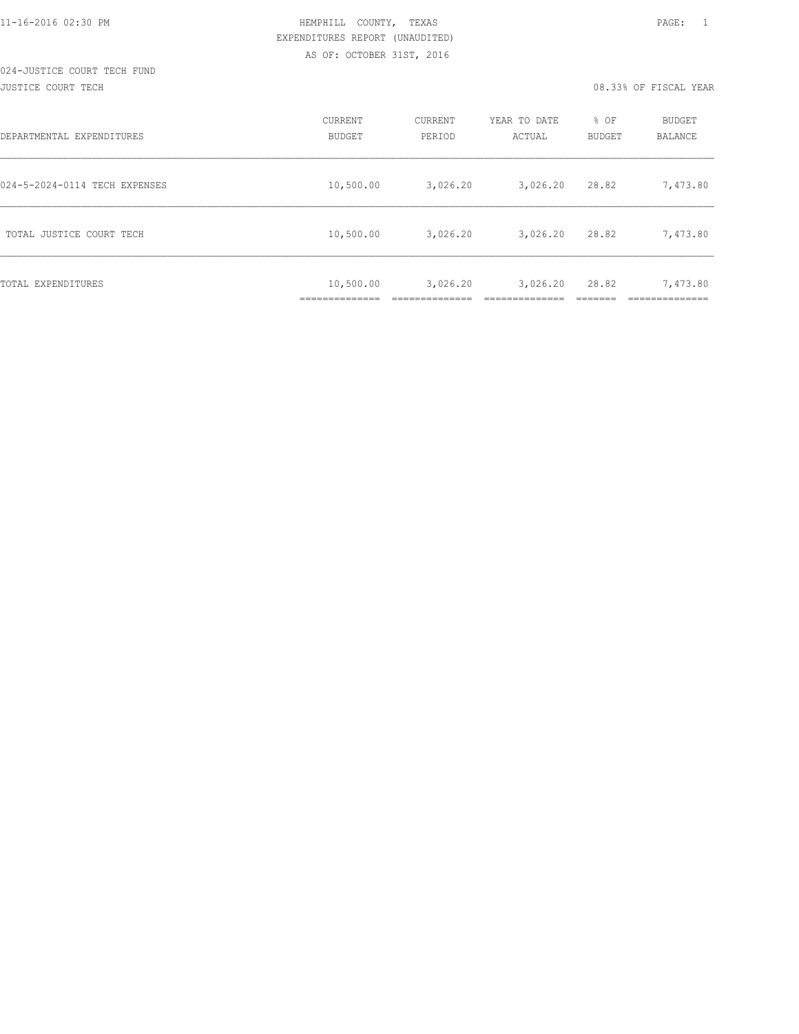HEMPHILL COUNTY, TEXAS
EXPENDITURES REPORT (UNAUDITED)
AS OF: OCTOBER 31ST, 2016

024-JUSTICE COURT TECH FUND
JUSTICE COURT TECH

08.33% OF FISCAL YEAR

| DEPARTMENTAL EXPENDITURES | CURRENT BUDGET | CURRENT PERIOD | YEAR TO DATE ACTUAL | % OF BUDGET | BUDGET BALANCE |
|---|---|---|---|---|---|
| 024-5-2024-0114 TECH EXPENSES | 10,500.00 | 3,026.20 | 3,026.20 | 28.82 | 7,473.80 |
| TOTAL JUSTICE COURT TECH | 10,500.00 | 3,026.20 | 3,026.20 | 28.82 | 7,473.80 |
| TOTAL EXPENDITURES | 10,500.00 | 3,026.20 | 3,026.20 | 28.82 | 7,473.80 |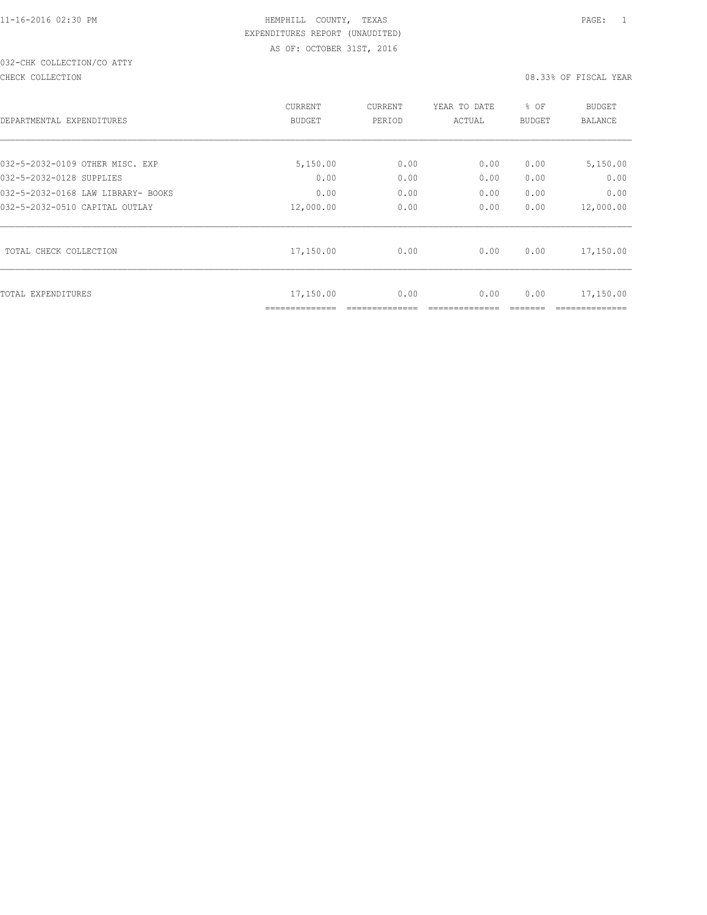11-16-2016 02:30 PM HEMPHILL COUNTY, TEXAS

EXPENDITURES REPORT (UNAUDITED)

AS OF: OCTOBER 31ST, 2016

032-CHK COLLECTION/CO ATTY

CHECK COLLECTION 08.33% OF FISCAL YEAR

| DEPARTMENTAL EXPENDITURES | CURRENT BUDGET | CURRENT PERIOD | YEAR TO DATE ACTUAL | % OF BUDGET | BUDGET BALANCE |
|---|---|---|---|---|---|
| 032-5-2032-0109 OTHER MISC. EXP | 5,150.00 | 0.00 | 0.00 | 0.00 | 5,150.00 |
| 032-5-2032-0128 SUPPLIES | 0.00 | 0.00 | 0.00 | 0.00 | 0.00 |
| 032-5-2032-0168 LAW LIBRARY- BOOKS | 0.00 | 0.00 | 0.00 | 0.00 | 0.00 |
| 032-5-2032-0510 CAPITAL OUTLAY | 12,000.00 | 0.00 | 0.00 | 0.00 | 12,000.00 |
| TOTAL CHECK COLLECTION | 17,150.00 | 0.00 | 0.00 | 0.00 | 17,150.00 |
| TOTAL EXPENDITURES | 17,150.00 | 0.00 | 0.00 | 0.00 | 17,150.00 |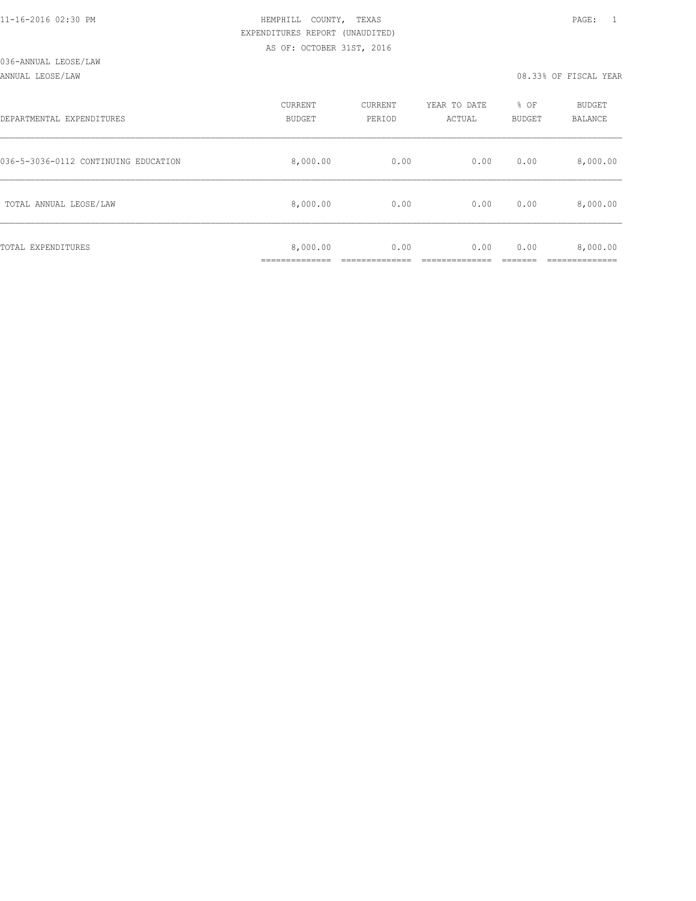HEMPHILL COUNTY, TEXAS
EXPENDITURES REPORT (UNAUDITED)
AS OF: OCTOBER 31ST, 2016

036-ANNUAL LEOSE/LAW

ANNUAL LEOSE/LAW — 08.33% OF FISCAL YEAR

| DEPARTMENTAL EXPENDITURES | CURRENT BUDGET | CURRENT PERIOD | YEAR TO DATE ACTUAL | % OF BUDGET | BUDGET BALANCE |
|---|---|---|---|---|---|
| 036-5-3036-0112 CONTINUING EDUCATION | 8,000.00 | 0.00 | 0.00 | 0.00 | 8,000.00 |
| TOTAL ANNUAL LEOSE/LAW | 8,000.00 | 0.00 | 0.00 | 0.00 | 8,000.00 |
| TOTAL EXPENDITURES | 8,000.00 | 0.00 | 0.00 | 0.00 | 8,000.00 |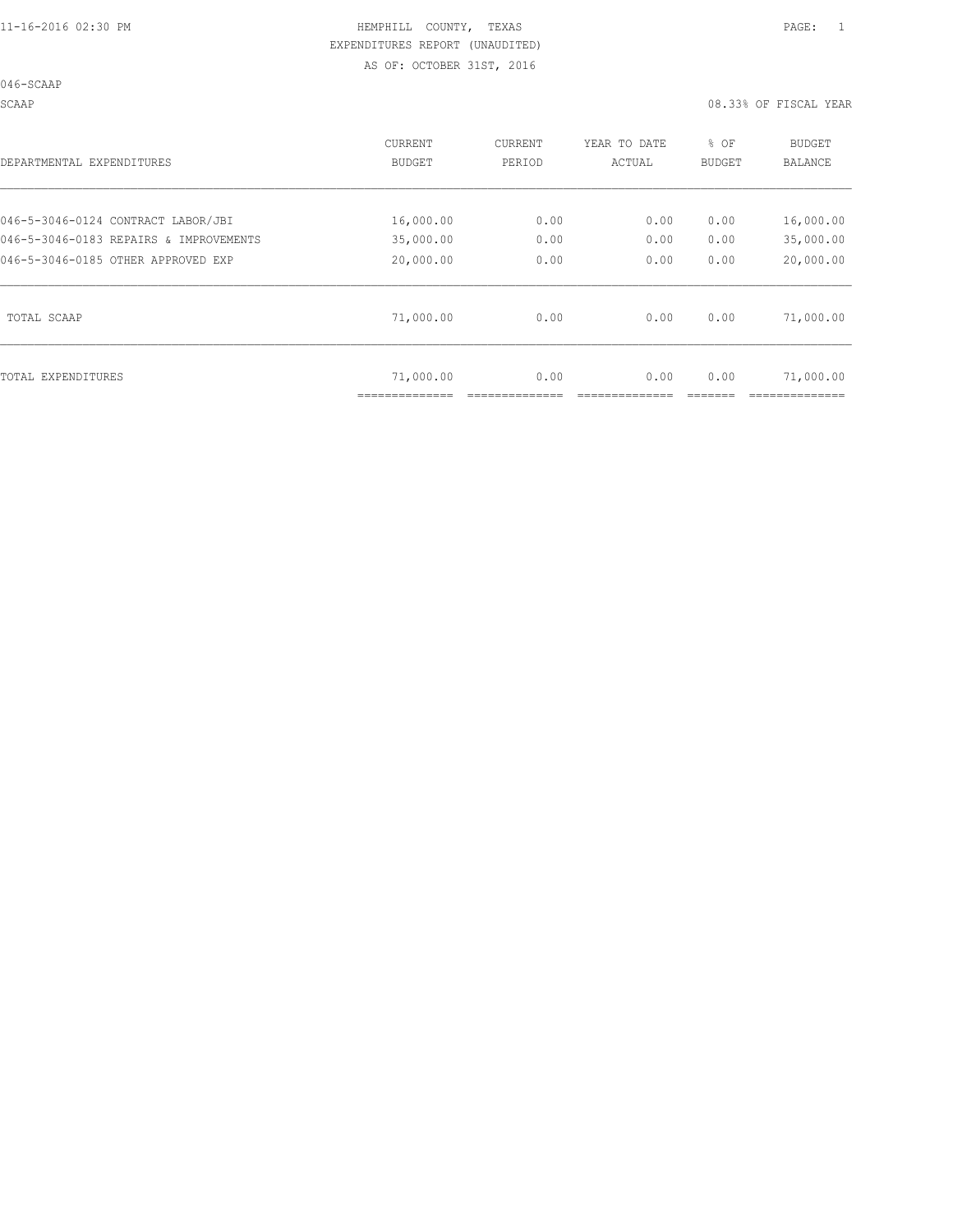HEMPHILL COUNTY, TEXAS
EXPENDITURES REPORT (UNAUDITED)
AS OF: OCTOBER 31ST, 2016

046-SCAAP

SCAAP — 08.33% OF FISCAL YEAR

| DEPARTMENTAL EXPENDITURES | CURRENT BUDGET | CURRENT PERIOD | YEAR TO DATE ACTUAL | % OF BUDGET | BUDGET BALANCE |
|---|---|---|---|---|---|
| 046-5-3046-0124 CONTRACT LABOR/JBI | 16,000.00 | 0.00 | 0.00 | 0.00 | 16,000.00 |
| 046-5-3046-0183 REPAIRS & IMPROVEMENTS | 35,000.00 | 0.00 | 0.00 | 0.00 | 35,000.00 |
| 046-5-3046-0185 OTHER APPROVED EXP | 20,000.00 | 0.00 | 0.00 | 0.00 | 20,000.00 |
| TOTAL SCAAP | 71,000.00 | 0.00 | 0.00 | 0.00 | 71,000.00 |
| TOTAL EXPENDITURES | 71,000.00 | 0.00 | 0.00 | 0.00 | 71,000.00 |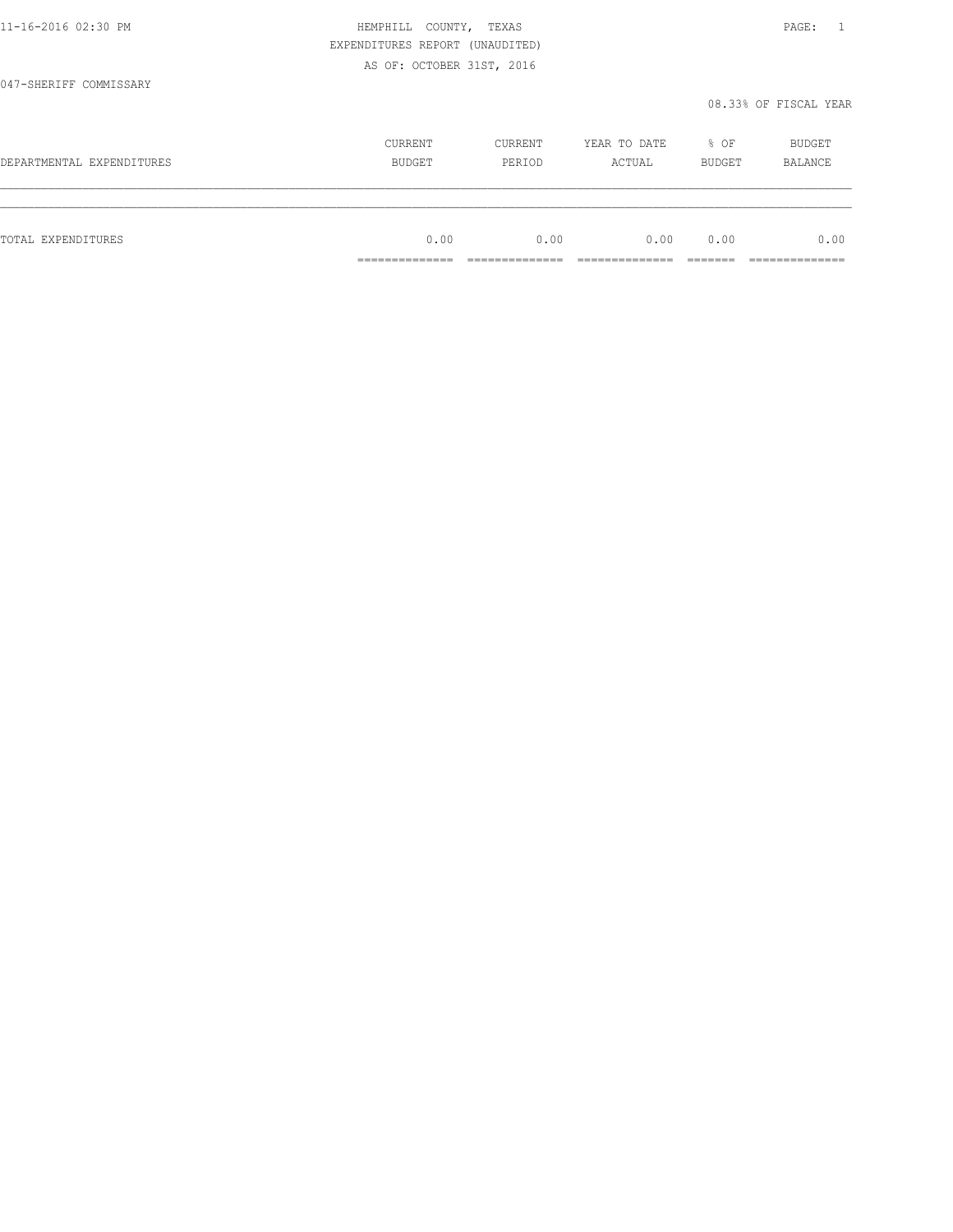11-16-2016 02:30 PM

HEMPHILL COUNTY, TEXAS

EXPENDITURES REPORT (UNAUDITED)

AS OF: OCTOBER 31ST, 2016

047-SHERIFF COMMISSARY

08.33% OF FISCAL YEAR

| DEPARTMENTAL EXPENDITURES | CURRENT BUDGET | CURRENT PERIOD | YEAR TO DATE ACTUAL | % OF BUDGET | BUDGET BALANCE |
|---|---|---|---|---|---|
| TOTAL EXPENDITURES | 0.00 | 0.00 | 0.00 | 0.00 | 0.00 |